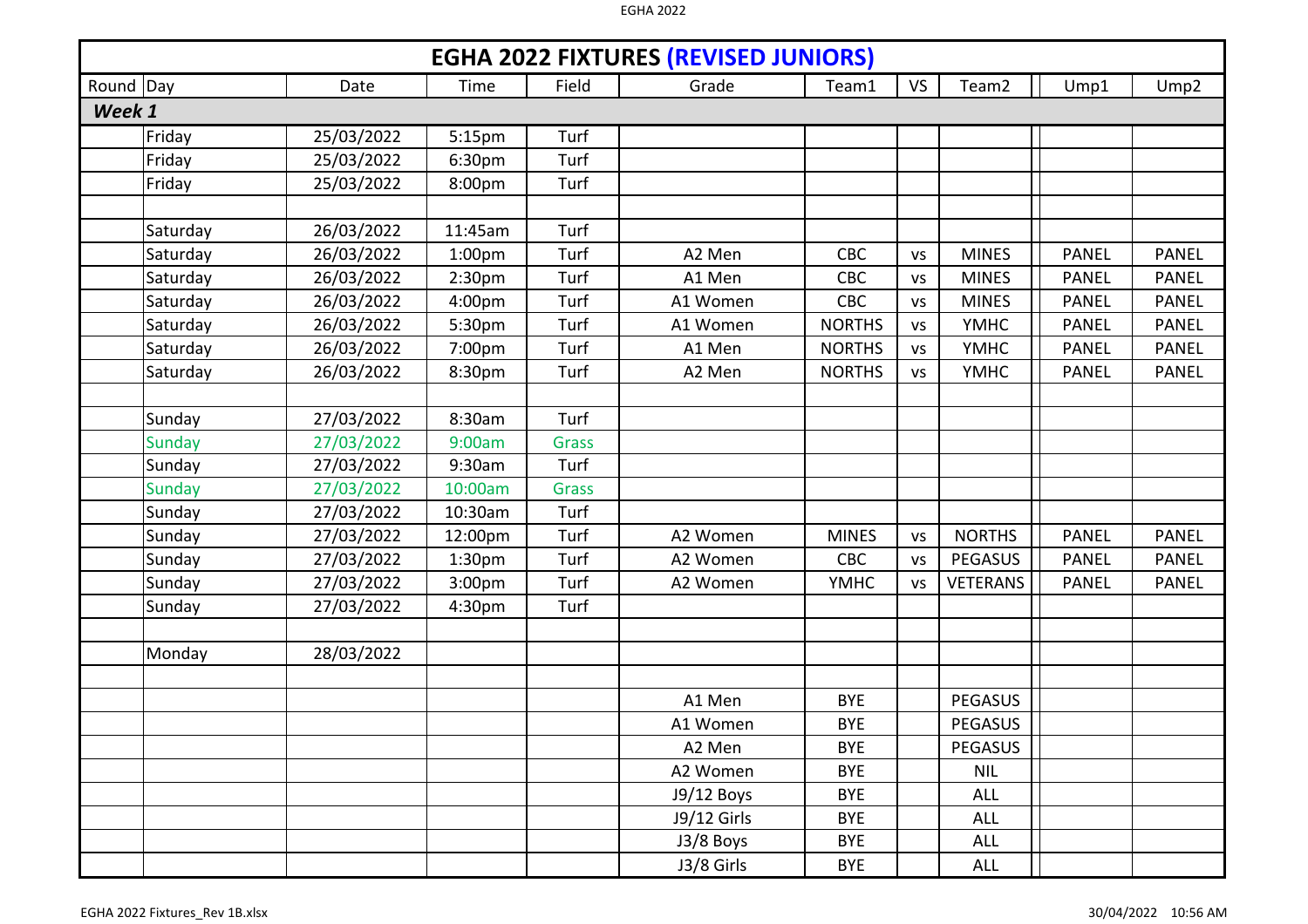# EGHA 2022 FIXTURES (REVISED JUNIORS)

| Round | Day | Date | Time | Field | Grade | Team1 | VS | Team2 | Ump1 | Ump2 |
|---|---|---|---|---|---|---|---|---|---|---|
| ***Week 1*** | | | | | | | | | | |
| | Friday | 25/03/2022 | 5:15pm | Turf | | | | | | |
| | Friday | 25/03/2022 | 6:30pm | Turf | | | | | | |
| | Friday | 25/03/2022 | 8:00pm | Turf | | | | | | |
| | | | | | | | | | | |
| | Saturday | 26/03/2022 | 11:45am | Turf | | | | | | |
| | Saturday | 26/03/2022 | 1:00pm | Turf | A2 Men | CBC | vs | MINES | PANEL | PANEL |
| | Saturday | 26/03/2022 | 2:30pm | Turf | A1 Men | CBC | vs | MINES | PANEL | PANEL |
| | Saturday | 26/03/2022 | 4:00pm | Turf | A1 Women | CBC | vs | MINES | PANEL | PANEL |
| | Saturday | 26/03/2022 | 5:30pm | Turf | A1 Women | NORTHS | vs | YMHC | PANEL | PANEL |
| | Saturday | 26/03/2022 | 7:00pm | Turf | A1 Men | NORTHS | vs | YMHC | PANEL | PANEL |
| | Saturday | 26/03/2022 | 8:30pm | Turf | A2 Men | NORTHS | vs | YMHC | PANEL | PANEL |
| | | | | | | | | | | |
| | Sunday | 27/03/2022 | 8:30am | Turf | | | | | | |
| | Sunday | 27/03/2022 | 9:00am | Grass | | | | | | |
| | Sunday | 27/03/2022 | 9:30am | Turf | | | | | | |
| | Sunday | 27/03/2022 | 10:00am | Grass | | | | | | |
| | Sunday | 27/03/2022 | 10:30am | Turf | | | | | | |
| | Sunday | 27/03/2022 | 12:00pm | Turf | A2 Women | MINES | vs | NORTHS | PANEL | PANEL |
| | Sunday | 27/03/2022 | 1:30pm | Turf | A2 Women | CBC | vs | PEGASUS | PANEL | PANEL |
| | Sunday | 27/03/2022 | 3:00pm | Turf | A2 Women | YMHC | vs | VETERANS | PANEL | PANEL |
| | Sunday | 27/03/2022 | 4:30pm | Turf | | | | | | |
| | | | | | | | | | | |
| | Monday | 28/03/2022 | | | | | | | | |
| | | | | | | | | | | |
| | | | | | A1 Men | BYE | | PEGASUS | | |
| | | | | | A1 Women | BYE | | PEGASUS | | |
| | | | | | A2 Men | BYE | | PEGASUS | | |
| | | | | | A2 Women | BYE | | NIL | | |
| | | | | | J9/12 Boys | BYE | | ALL | | |
| | | | | | J9/12 Girls | BYE | | ALL | | |
| | | | | | J3/8 Boys | BYE | | ALL | | |
| | | | | | J3/8 Girls | BYE | | ALL | | |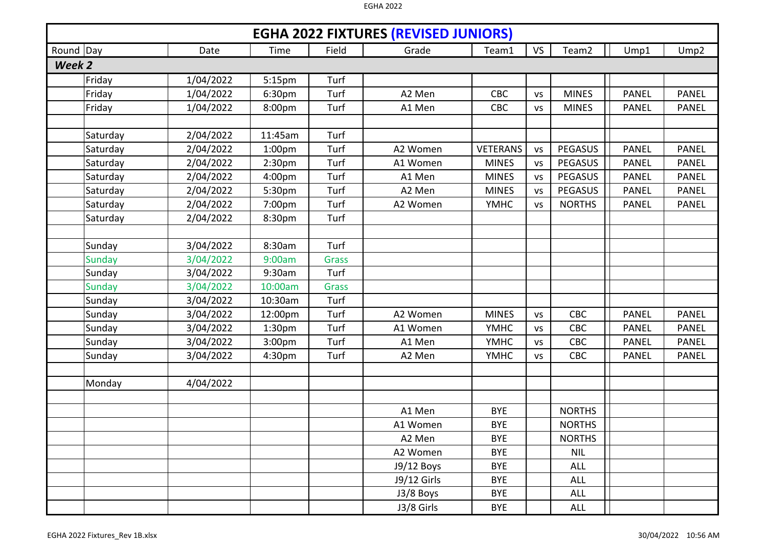| EGHA 2022 FIXTURES (REVISED JUNIORS) | | | | | | | | | | |
|---|---|---|---|---|---|---|---|---|---|---|
| Round | Day | Date | Time | Field | Grade | Team1 | VS | Team2 | Ump1 | Ump2 |
| ***Week 2*** | | | | | | | | | | |
| | Friday | 1/04/2022 | 5:15pm | Turf | | | | | | |
| | Friday | 1/04/2022 | 6:30pm | Turf | A2 Men | CBC | vs | MINES | PANEL | PANEL |
| | Friday | 1/04/2022 | 8:00pm | Turf | A1 Men | CBC | vs | MINES | PANEL | PANEL |
| | | | | | | | | | | |
| | Saturday | 2/04/2022 | 11:45am | Turf | | | | | | |
| | Saturday | 2/04/2022 | 1:00pm | Turf | A2 Women | VETERANS | vs | PEGASUS | PANEL | PANEL |
| | Saturday | 2/04/2022 | 2:30pm | Turf | A1 Women | MINES | vs | PEGASUS | PANEL | PANEL |
| | Saturday | 2/04/2022 | 4:00pm | Turf | A1 Men | MINES | vs | PEGASUS | PANEL | PANEL |
| | Saturday | 2/04/2022 | 5:30pm | Turf | A2 Men | MINES | vs | PEGASUS | PANEL | PANEL |
| | Saturday | 2/04/2022 | 7:00pm | Turf | A2 Women | YMHC | vs | NORTHS | PANEL | PANEL |
| | Saturday | 2/04/2022 | 8:30pm | Turf | | | | | | |
| | | | | | | | | | | |
| | Sunday | 3/04/2022 | 8:30am | Turf | | | | | | |
| | Sunday | 3/04/2022 | 9:00am | Grass | | | | | | |
| | Sunday | 3/04/2022 | 9:30am | Turf | | | | | | |
| | Sunday | 3/04/2022 | 10:00am | Grass | | | | | | |
| | Sunday | 3/04/2022 | 10:30am | Turf | | | | | | |
| | Sunday | 3/04/2022 | 12:00pm | Turf | A2 Women | MINES | vs | CBC | PANEL | PANEL |
| | Sunday | 3/04/2022 | 1:30pm | Turf | A1 Women | YMHC | vs | CBC | PANEL | PANEL |
| | Sunday | 3/04/2022 | 3:00pm | Turf | A1 Men | YMHC | vs | CBC | PANEL | PANEL |
| | Sunday | 3/04/2022 | 4:30pm | Turf | A2 Men | YMHC | vs | CBC | PANEL | PANEL |
| | | | | | | | | | | |
| | Monday | 4/04/2022 | | | | | | | | |
| | | | | | | | | | | |
| | | | | | A1 Men | BYE | | NORTHS | | |
| | | | | | A1 Women | BYE | | NORTHS | | |
| | | | | | A2 Men | BYE | | NORTHS | | |
| | | | | | A2 Women | BYE | | NIL | | |
| | | | | | J9/12 Boys | BYE | | ALL | | |
| | | | | | J9/12 Girls | BYE | | ALL | | |
| | | | | | J3/8 Boys | BYE | | ALL | | |
| | | | | | J3/8 Girls | BYE | | ALL | | |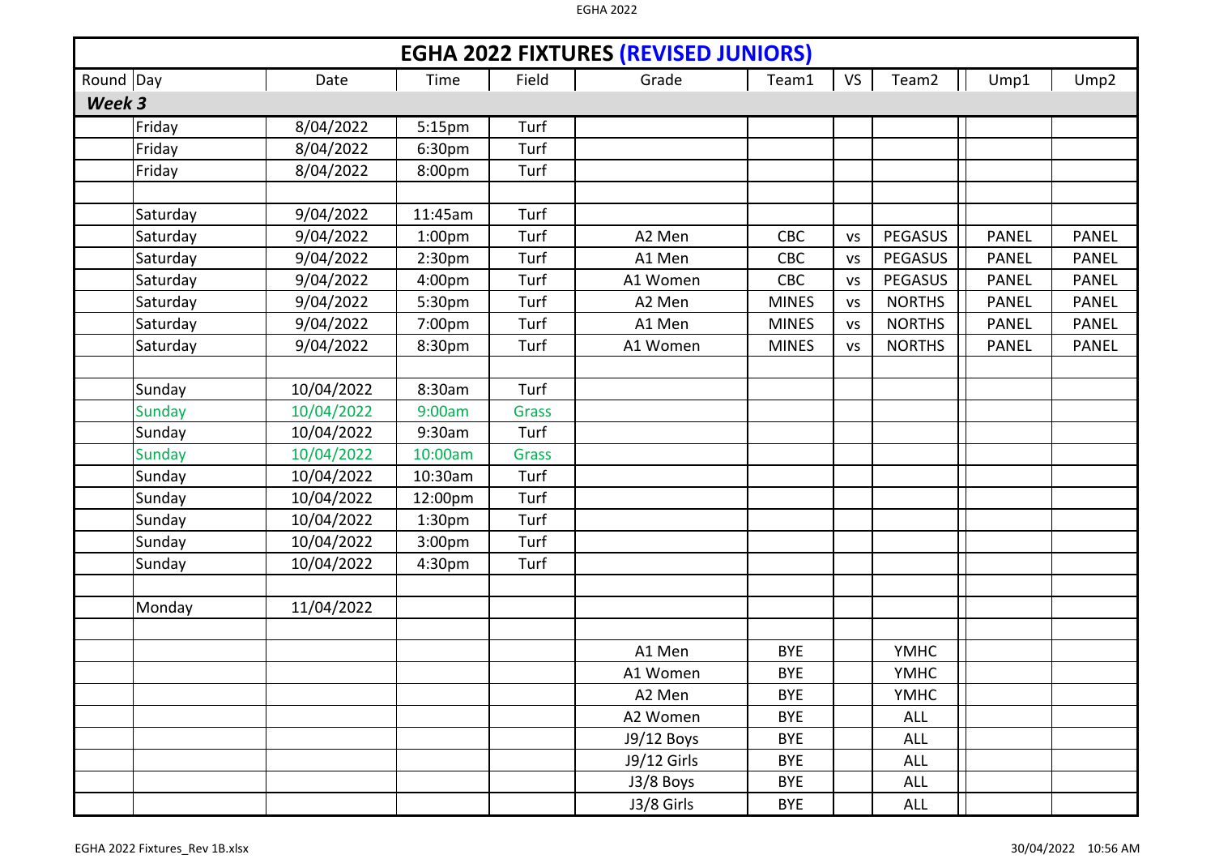# EGHA 2022 FIXTURES (REVISED JUNIORS)

| Round | Day | Date | Time | Field | Grade | Team1 | VS | Team2 | Ump1 | Ump2 |
|---|---|---|---|---|---|---|---|---|---|---|
| ***Week 3*** | | | | | | | | | | |
| | Friday | 8/04/2022 | 5:15pm | Turf | | | | | | |
| | Friday | 8/04/2022 | 6:30pm | Turf | | | | | | |
| | Friday | 8/04/2022 | 8:00pm | Turf | | | | | | |
| | | | | | | | | | | |
| | Saturday | 9/04/2022 | 11:45am | Turf | | | | | | |
| | Saturday | 9/04/2022 | 1:00pm | Turf | A2 Men | CBC | vs | PEGASUS | PANEL | PANEL |
| | Saturday | 9/04/2022 | 2:30pm | Turf | A1 Men | CBC | vs | PEGASUS | PANEL | PANEL |
| | Saturday | 9/04/2022 | 4:00pm | Turf | A1 Women | CBC | vs | PEGASUS | PANEL | PANEL |
| | Saturday | 9/04/2022 | 5:30pm | Turf | A2 Men | MINES | vs | NORTHS | PANEL | PANEL |
| | Saturday | 9/04/2022 | 7:00pm | Turf | A1 Men | MINES | vs | NORTHS | PANEL | PANEL |
| | Saturday | 9/04/2022 | 8:30pm | Turf | A1 Women | MINES | vs | NORTHS | PANEL | PANEL |
| | | | | | | | | | | |
| | Sunday | 10/04/2022 | 8:30am | Turf | | | | | | |
| | Sunday | 10/04/2022 | 9:00am | Grass | | | | | | |
| | Sunday | 10/04/2022 | 9:30am | Turf | | | | | | |
| | Sunday | 10/04/2022 | 10:00am | Grass | | | | | | |
| | Sunday | 10/04/2022 | 10:30am | Turf | | | | | | |
| | Sunday | 10/04/2022 | 12:00pm | Turf | | | | | | |
| | Sunday | 10/04/2022 | 1:30pm | Turf | | | | | | |
| | Sunday | 10/04/2022 | 3:00pm | Turf | | | | | | |
| | Sunday | 10/04/2022 | 4:30pm | Turf | | | | | | |
| | | | | | | | | | | |
| | Monday | 11/04/2022 | | | | | | | | |
| | | | | | | | | | | |
| | | | | | A1 Men | BYE | | YMHC | | |
| | | | | | A1 Women | BYE | | YMHC | | |
| | | | | | A2 Men | BYE | | YMHC | | |
| | | | | | A2 Women | BYE | | ALL | | |
| | | | | | J9/12 Boys | BYE | | ALL | | |
| | | | | | J9/12 Girls | BYE | | ALL | | |
| | | | | | J3/8 Boys | BYE | | ALL | | |
| | | | | | J3/8 Girls | BYE | | ALL | | |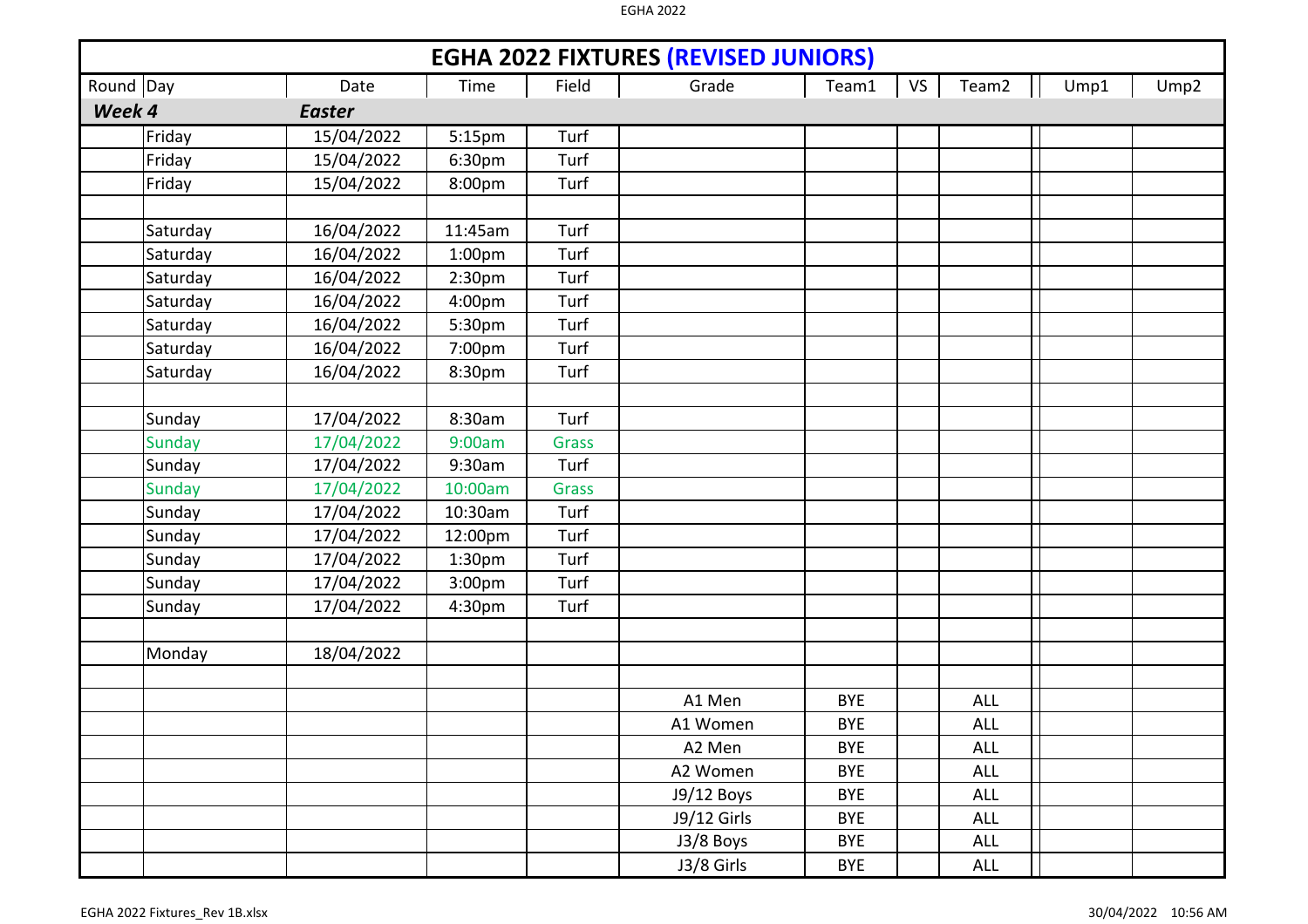# EGHA 2022 FIXTURES (REVISED JUNIORS)

| Round | Day | Date | Time | Field | Grade | Team1 | VS | Team2 | Ump1 | Ump2 |
|---|---|---|---|---|---|---|---|---|---|---|
| ***Week 4*** | | ***Easter*** | | | | | | | | |
| | Friday | 15/04/2022 | 5:15pm | Turf | | | | | | |
| | Friday | 15/04/2022 | 6:30pm | Turf | | | | | | |
| | Friday | 15/04/2022 | 8:00pm | Turf | | | | | | |
| | | | | | | | | | | |
| | Saturday | 16/04/2022 | 11:45am | Turf | | | | | | |
| | Saturday | 16/04/2022 | 1:00pm | Turf | | | | | | |
| | Saturday | 16/04/2022 | 2:30pm | Turf | | | | | | |
| | Saturday | 16/04/2022 | 4:00pm | Turf | | | | | | |
| | Saturday | 16/04/2022 | 5:30pm | Turf | | | | | | |
| | Saturday | 16/04/2022 | 7:00pm | Turf | | | | | | |
| | Saturday | 16/04/2022 | 8:30pm | Turf | | | | | | |
| | | | | | | | | | | |
| | Sunday | 17/04/2022 | 8:30am | Turf | | | | | | |
| | Sunday | 17/04/2022 | 9:00am | Grass | | | | | | |
| | Sunday | 17/04/2022 | 9:30am | Turf | | | | | | |
| | Sunday | 17/04/2022 | 10:00am | Grass | | | | | | |
| | Sunday | 17/04/2022 | 10:30am | Turf | | | | | | |
| | Sunday | 17/04/2022 | 12:00pm | Turf | | | | | | |
| | Sunday | 17/04/2022 | 1:30pm | Turf | | | | | | |
| | Sunday | 17/04/2022 | 3:00pm | Turf | | | | | | |
| | Sunday | 17/04/2022 | 4:30pm | Turf | | | | | | |
| | | | | | | | | | | |
| | Monday | 18/04/2022 | | | | | | | | |
| | | | | | | | | | | |
| | | | | | A1 Men | BYE | | ALL | | |
| | | | | | A1 Women | BYE | | ALL | | |
| | | | | | A2 Men | BYE | | ALL | | |
| | | | | | A2 Women | BYE | | ALL | | |
| | | | | | J9/12 Boys | BYE | | ALL | | |
| | | | | | J9/12 Girls | BYE | | ALL | | |
| | | | | | J3/8 Boys | BYE | | ALL | | |
| | | | | | J3/8 Girls | BYE | | ALL | | |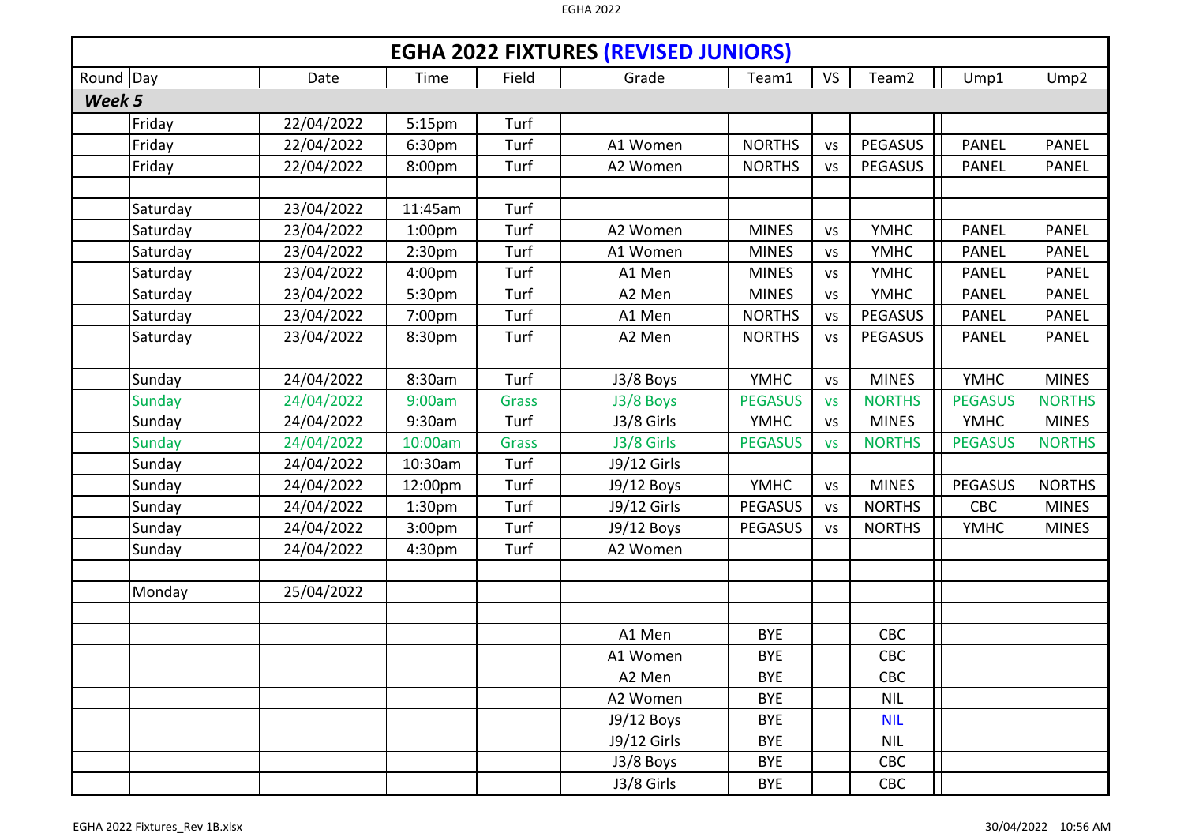# EGHA 2022 FIXTURES (REVISED JUNIORS)

| Round | Day | Date | Time | Field | Grade | Team1 | VS | Team2 | Ump1 | Ump2 |
|---|---|---|---|---|---|---|---|---|---|---|
| ***Week 5*** | | | | | | | | | | |
| | Friday | 22/04/2022 | 5:15pm | Turf | | | | | | |
| | Friday | 22/04/2022 | 6:30pm | Turf | A1 Women | NORTHS | vs | PEGASUS | PANEL | PANEL |
| | Friday | 22/04/2022 | 8:00pm | Turf | A2 Women | NORTHS | vs | PEGASUS | PANEL | PANEL |
| | | | | | | | | | | |
| | Saturday | 23/04/2022 | 11:45am | Turf | | | | | | |
| | Saturday | 23/04/2022 | 1:00pm | Turf | A2 Women | MINES | vs | YMHC | PANEL | PANEL |
| | Saturday | 23/04/2022 | 2:30pm | Turf | A1 Women | MINES | vs | YMHC | PANEL | PANEL |
| | Saturday | 23/04/2022 | 4:00pm | Turf | A1 Men | MINES | vs | YMHC | PANEL | PANEL |
| | Saturday | 23/04/2022 | 5:30pm | Turf | A2 Men | MINES | vs | YMHC | PANEL | PANEL |
| | Saturday | 23/04/2022 | 7:00pm | Turf | A1 Men | NORTHS | vs | PEGASUS | PANEL | PANEL |
| | Saturday | 23/04/2022 | 8:30pm | Turf | A2 Men | NORTHS | vs | PEGASUS | PANEL | PANEL |
| | | | | | | | | | | |
| | Sunday | 24/04/2022 | 8:30am | Turf | J3/8 Boys | YMHC | vs | MINES | YMHC | MINES |
| | Sunday | 24/04/2022 | 9:00am | Grass | J3/8 Boys | PEGASUS | vs | NORTHS | PEGASUS | NORTHS |
| | Sunday | 24/04/2022 | 9:30am | Turf | J3/8 Girls | YMHC | vs | MINES | YMHC | MINES |
| | Sunday | 24/04/2022 | 10:00am | Grass | J3/8 Girls | PEGASUS | vs | NORTHS | PEGASUS | NORTHS |
| | Sunday | 24/04/2022 | 10:30am | Turf | J9/12 Girls | | | | | |
| | Sunday | 24/04/2022 | 12:00pm | Turf | J9/12 Boys | YMHC | vs | MINES | PEGASUS | NORTHS |
| | Sunday | 24/04/2022 | 1:30pm | Turf | J9/12 Girls | PEGASUS | vs | NORTHS | CBC | MINES |
| | Sunday | 24/04/2022 | 3:00pm | Turf | J9/12 Boys | PEGASUS | vs | NORTHS | YMHC | MINES |
| | Sunday | 24/04/2022 | 4:30pm | Turf | A2 Women | | | | | |
| | | | | | | | | | | |
| | Monday | 25/04/2022 | | | | | | | | |
| | | | | | | | | | | |
| | | | | | A1 Men | BYE | | CBC | | |
| | | | | | A1 Women | BYE | | CBC | | |
| | | | | | A2 Men | BYE | | CBC | | |
| | | | | | A2 Women | BYE | | NIL | | |
| | | | | | J9/12 Boys | BYE | | NIL | | |
| | | | | | J9/12 Girls | BYE | | NIL | | |
| | | | | | J3/8 Boys | BYE | | CBC | | |
| | | | | | J3/8 Girls | BYE | | CBC | | |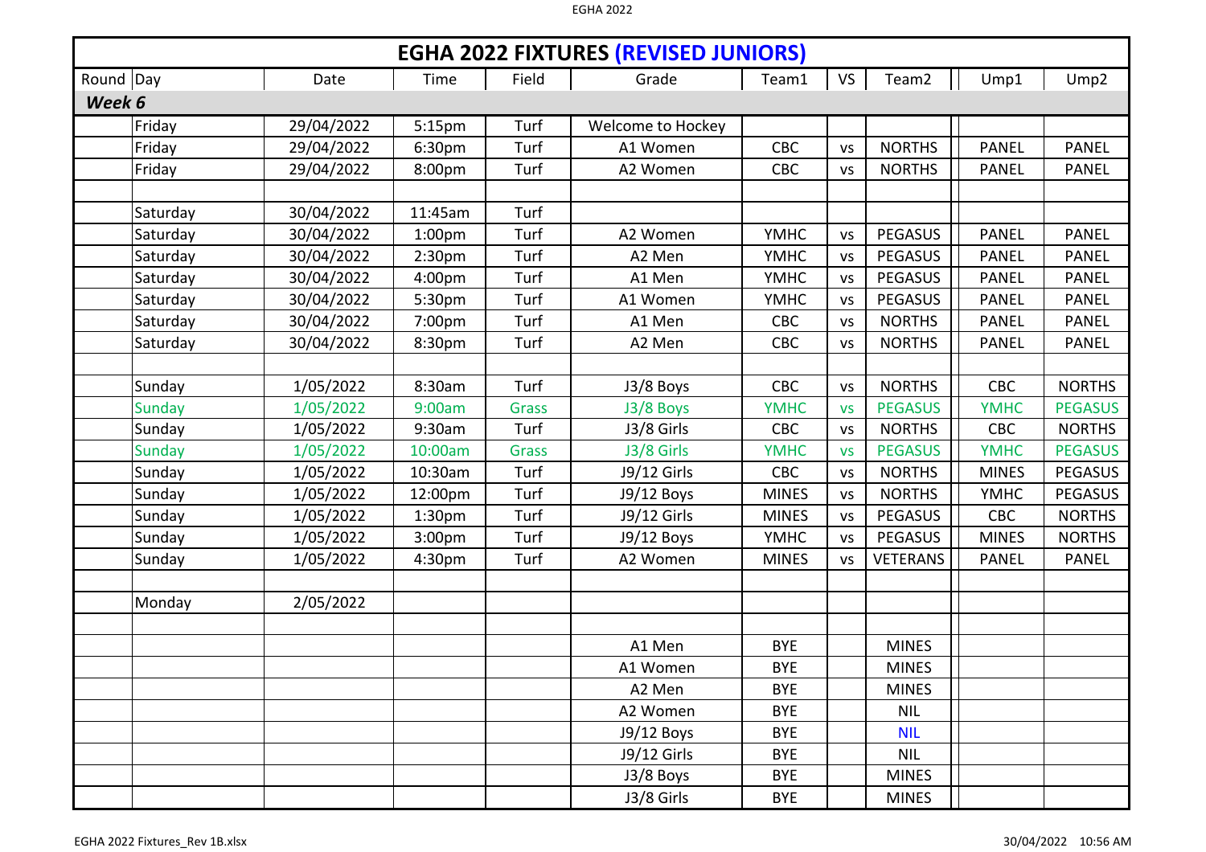## EGHA 2022 FIXTURES (REVISED JUNIORS)

| Round | Day | Date | Time | Field | Grade | Team1 | VS | Team2 | Ump1 | Ump2 |
|---|---|---|---|---|---|---|---|---|---|---|
| ***Week 6*** | | | | | | | | | | |
| | Friday | 29/04/2022 | 5:15pm | Turf | Welcome to Hockey | | | | | |
| | Friday | 29/04/2022 | 6:30pm | Turf | A1 Women | CBC | vs | NORTHS | PANEL | PANEL |
| | Friday | 29/04/2022 | 8:00pm | Turf | A2 Women | CBC | vs | NORTHS | PANEL | PANEL |
| | | | | | | | | | | |
| | Saturday | 30/04/2022 | 11:45am | Turf | | | | | | |
| | Saturday | 30/04/2022 | 1:00pm | Turf | A2 Women | YMHC | vs | PEGASUS | PANEL | PANEL |
| | Saturday | 30/04/2022 | 2:30pm | Turf | A2 Men | YMHC | vs | PEGASUS | PANEL | PANEL |
| | Saturday | 30/04/2022 | 4:00pm | Turf | A1 Men | YMHC | vs | PEGASUS | PANEL | PANEL |
| | Saturday | 30/04/2022 | 5:30pm | Turf | A1 Women | YMHC | vs | PEGASUS | PANEL | PANEL |
| | Saturday | 30/04/2022 | 7:00pm | Turf | A1 Men | CBC | vs | NORTHS | PANEL | PANEL |
| | Saturday | 30/04/2022 | 8:30pm | Turf | A2 Men | CBC | vs | NORTHS | PANEL | PANEL |
| | | | | | | | | | | |
| | Sunday | 1/05/2022 | 8:30am | Turf | J3/8 Boys | CBC | vs | NORTHS | CBC | NORTHS |
| | Sunday | 1/05/2022 | 9:00am | Grass | J3/8 Boys | YMHC | vs | PEGASUS | YMHC | PEGASUS |
| | Sunday | 1/05/2022 | 9:30am | Turf | J3/8 Girls | CBC | vs | NORTHS | CBC | NORTHS |
| | Sunday | 1/05/2022 | 10:00am | Grass | J3/8 Girls | YMHC | vs | PEGASUS | YMHC | PEGASUS |
| | Sunday | 1/05/2022 | 10:30am | Turf | J9/12 Girls | CBC | vs | NORTHS | MINES | PEGASUS |
| | Sunday | 1/05/2022 | 12:00pm | Turf | J9/12 Boys | MINES | vs | NORTHS | YMHC | PEGASUS |
| | Sunday | 1/05/2022 | 1:30pm | Turf | J9/12 Girls | MINES | vs | PEGASUS | CBC | NORTHS |
| | Sunday | 1/05/2022 | 3:00pm | Turf | J9/12 Boys | YMHC | vs | PEGASUS | MINES | NORTHS |
| | Sunday | 1/05/2022 | 4:30pm | Turf | A2 Women | MINES | vs | VETERANS | PANEL | PANEL |
| | | | | | | | | | | |
| | Monday | 2/05/2022 | | | | | | | | |
| | | | | | | | | | | |
| | | | | | A1 Men | BYE | | MINES | | |
| | | | | | A1 Women | BYE | | MINES | | |
| | | | | | A2 Men | BYE | | MINES | | |
| | | | | | A2 Women | BYE | | NIL | | |
| | | | | | J9/12 Boys | BYE | | NIL | | |
| | | | | | J9/12 Girls | BYE | | NIL | | |
| | | | | | J3/8 Boys | BYE | | MINES | | |
| | | | | | J3/8 Girls | BYE | | MINES | | |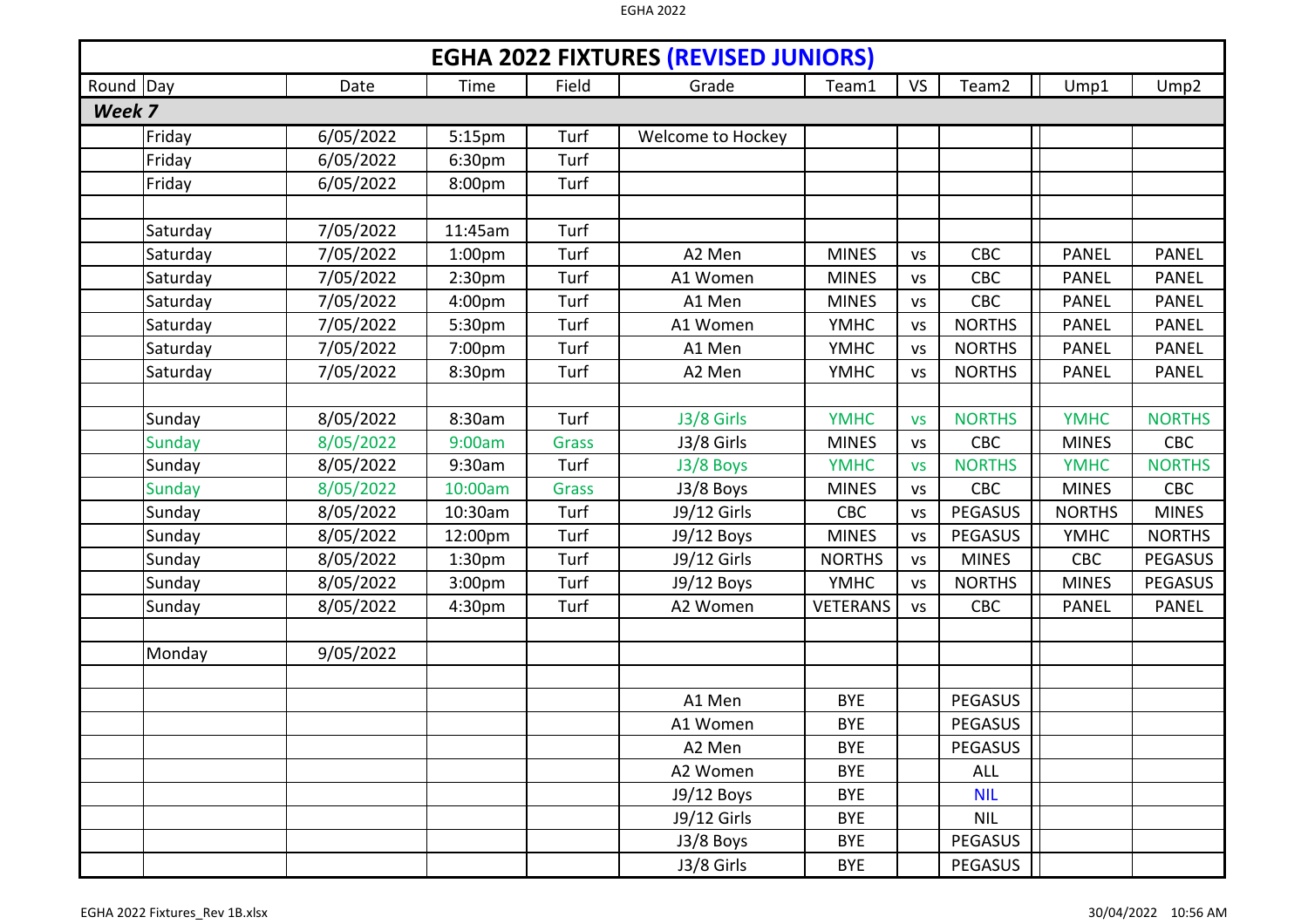# EGHA 2022 FIXTURES (REVISED JUNIORS)

| Round | Day | Date | Time | Field | Grade | Team1 | VS | Team2 | Ump1 | Ump2 |
|---|---|---|---|---|---|---|---|---|---|---|
| ***Week 7*** | | | | | | | | | | |
| | Friday | 6/05/2022 | 5:15pm | Turf | Welcome to Hockey | | | | | |
| | Friday | 6/05/2022 | 6:30pm | Turf | | | | | | |
| | Friday | 6/05/2022 | 8:00pm | Turf | | | | | | |
| | | | | | | | | | | |
| | Saturday | 7/05/2022 | 11:45am | Turf | | | | | | |
| | Saturday | 7/05/2022 | 1:00pm | Turf | A2 Men | MINES | vs | CBC | PANEL | PANEL |
| | Saturday | 7/05/2022 | 2:30pm | Turf | A1 Women | MINES | vs | CBC | PANEL | PANEL |
| | Saturday | 7/05/2022 | 4:00pm | Turf | A1 Men | MINES | vs | CBC | PANEL | PANEL |
| | Saturday | 7/05/2022 | 5:30pm | Turf | A1 Women | YMHC | vs | NORTHS | PANEL | PANEL |
| | Saturday | 7/05/2022 | 7:00pm | Turf | A1 Men | YMHC | vs | NORTHS | PANEL | PANEL |
| | Saturday | 7/05/2022 | 8:30pm | Turf | A2 Men | YMHC | vs | NORTHS | PANEL | PANEL |
| | | | | | | | | | | |
| | Sunday | 8/05/2022 | 8:30am | Turf | J3/8 Girls | YMHC | vs | NORTHS | YMHC | NORTHS |
| | Sunday | 8/05/2022 | 9:00am | Grass | J3/8 Girls | MINES | vs | CBC | MINES | CBC |
| | Sunday | 8/05/2022 | 9:30am | Turf | J3/8 Boys | YMHC | vs | NORTHS | YMHC | NORTHS |
| | Sunday | 8/05/2022 | 10:00am | Grass | J3/8 Boys | MINES | vs | CBC | MINES | CBC |
| | Sunday | 8/05/2022 | 10:30am | Turf | J9/12 Girls | CBC | vs | PEGASUS | NORTHS | MINES |
| | Sunday | 8/05/2022 | 12:00pm | Turf | J9/12 Boys | MINES | vs | PEGASUS | YMHC | NORTHS |
| | Sunday | 8/05/2022 | 1:30pm | Turf | J9/12 Girls | NORTHS | vs | MINES | CBC | PEGASUS |
| | Sunday | 8/05/2022 | 3:00pm | Turf | J9/12 Boys | YMHC | vs | NORTHS | MINES | PEGASUS |
| | Sunday | 8/05/2022 | 4:30pm | Turf | A2 Women | VETERANS | vs | CBC | PANEL | PANEL |
| | | | | | | | | | | |
| | Monday | 9/05/2022 | | | | | | | | |
| | | | | | | | | | | |
| | | | | | A1 Men | BYE | | PEGASUS | | |
| | | | | | A1 Women | BYE | | PEGASUS | | |
| | | | | | A2 Men | BYE | | PEGASUS | | |
| | | | | | A2 Women | BYE | | ALL | | |
| | | | | | J9/12 Boys | BYE | | NIL | | |
| | | | | | J9/12 Girls | BYE | | NIL | | |
| | | | | | J3/8 Boys | BYE | | PEGASUS | | |
| | | | | | J3/8 Girls | BYE | | PEGASUS | | |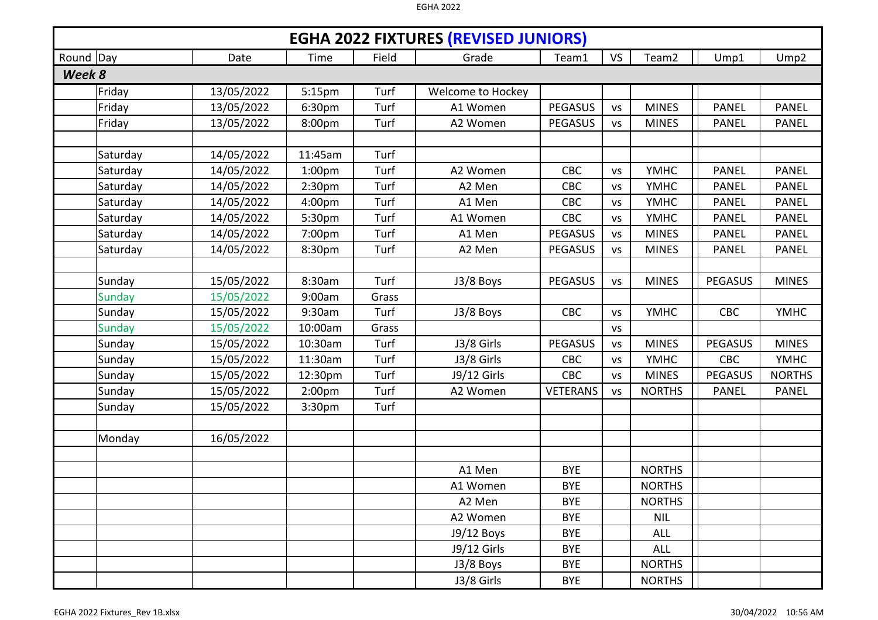# EGHA 2022 FIXTURES (REVISED JUNIORS)

| Round | Day | Date | Time | Field | Grade | Team1 | VS | Team2 | Ump1 | Ump2 |
|---|---|---|---|---|---|---|---|---|---|---|
| ***Week 8*** | | | | | | | | | | |
| | Friday | 13/05/2022 | 5:15pm | Turf | Welcome to Hockey | | | | | |
| | Friday | 13/05/2022 | 6:30pm | Turf | A1 Women | PEGASUS | vs | MINES | PANEL | PANEL |
| | Friday | 13/05/2022 | 8:00pm | Turf | A2 Women | PEGASUS | vs | MINES | PANEL | PANEL |
| | | | | | | | | | | |
| | Saturday | 14/05/2022 | 11:45am | Turf | | | | | | |
| | Saturday | 14/05/2022 | 1:00pm | Turf | A2 Women | CBC | vs | YMHC | PANEL | PANEL |
| | Saturday | 14/05/2022 | 2:30pm | Turf | A2 Men | CBC | vs | YMHC | PANEL | PANEL |
| | Saturday | 14/05/2022 | 4:00pm | Turf | A1 Men | CBC | vs | YMHC | PANEL | PANEL |
| | Saturday | 14/05/2022 | 5:30pm | Turf | A1 Women | CBC | vs | YMHC | PANEL | PANEL |
| | Saturday | 14/05/2022 | 7:00pm | Turf | A1 Men | PEGASUS | vs | MINES | PANEL | PANEL |
| | Saturday | 14/05/2022 | 8:30pm | Turf | A2 Men | PEGASUS | vs | MINES | PANEL | PANEL |
| | | | | | | | | | | |
| | Sunday | 15/05/2022 | 8:30am | Turf | J3/8 Boys | PEGASUS | vs | MINES | PEGASUS | MINES |
| | Sunday | 15/05/2022 | 9:00am | Grass | | | | | | |
| | Sunday | 15/05/2022 | 9:30am | Turf | J3/8 Boys | CBC | vs | YMHC | CBC | YMHC |
| | Sunday | 15/05/2022 | 10:00am | Grass | | | vs | | | |
| | Sunday | 15/05/2022 | 10:30am | Turf | J3/8 Girls | PEGASUS | vs | MINES | PEGASUS | MINES |
| | Sunday | 15/05/2022 | 11:30am | Turf | J3/8 Girls | CBC | vs | YMHC | CBC | YMHC |
| | Sunday | 15/05/2022 | 12:30pm | Turf | J9/12 Girls | CBC | vs | MINES | PEGASUS | NORTHS |
| | Sunday | 15/05/2022 | 2:00pm | Turf | A2 Women | VETERANS | vs | NORTHS | PANEL | PANEL |
| | Sunday | 15/05/2022 | 3:30pm | Turf | | | | | | |
| | | | | | | | | | | |
| | Monday | 16/05/2022 | | | | | | | | |
| | | | | | | | | | | |
| | | | | | A1 Men | BYE | | NORTHS | | |
| | | | | | A1 Women | BYE | | NORTHS | | |
| | | | | | A2 Men | BYE | | NORTHS | | |
| | | | | | A2 Women | BYE | | NIL | | |
| | | | | | J9/12 Boys | BYE | | ALL | | |
| | | | | | J9/12 Girls | BYE | | ALL | | |
| | | | | | J3/8 Boys | BYE | | NORTHS | | |
| | | | | | J3/8 Girls | BYE | | NORTHS | | |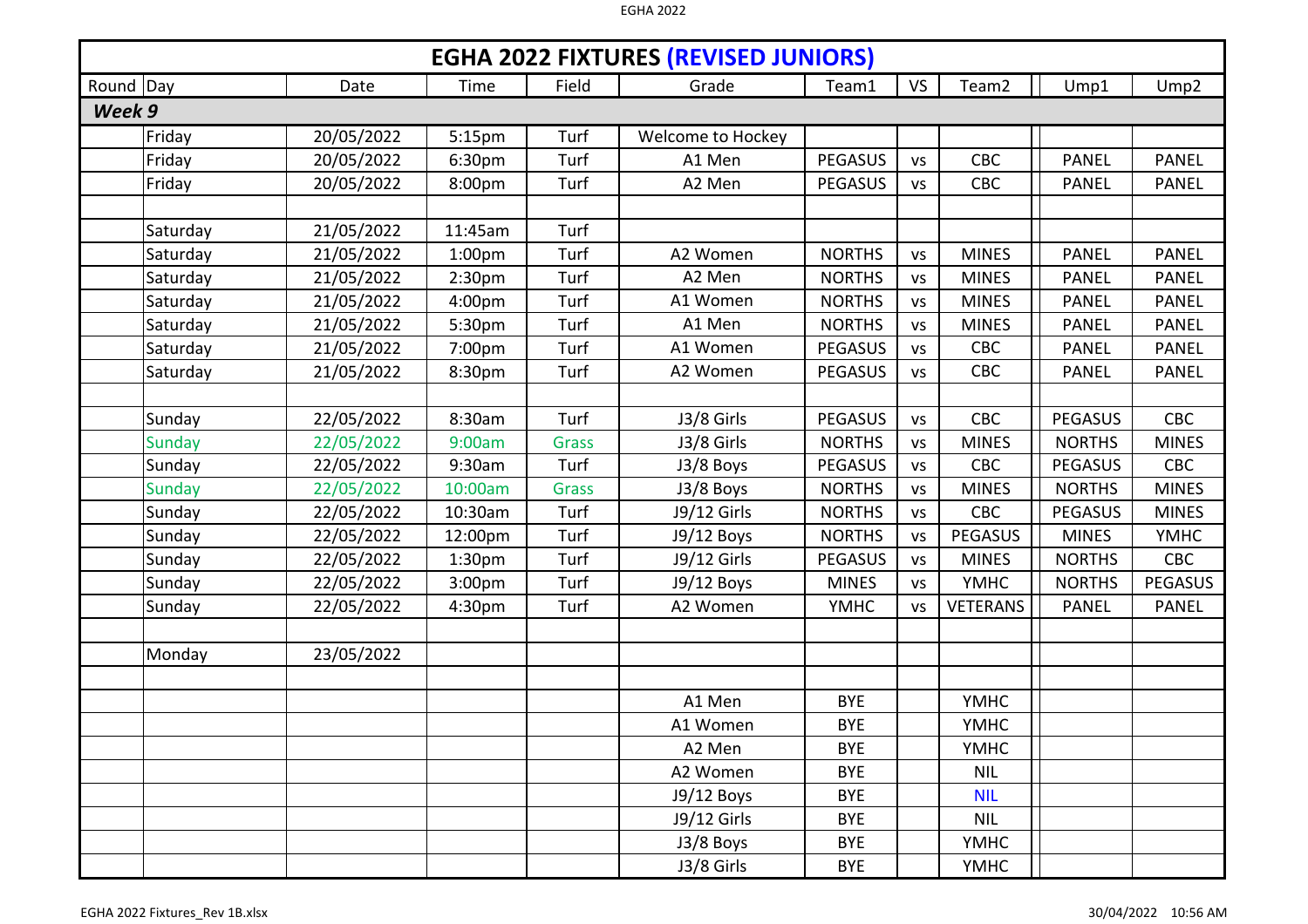# EGHA 2022 FIXTURES (REVISED JUNIORS)

| Round | Day | Date | Time | Field | Grade | Team1 | VS | Team2 | Ump1 | Ump2 |
|---|---|---|---|---|---|---|---|---|---|---|
| ***Week 9*** | | | | | | | | | | |
| | Friday | 20/05/2022 | 5:15pm | Turf | Welcome to Hockey | | | | | |
| | Friday | 20/05/2022 | 6:30pm | Turf | A1 Men | PEGASUS | vs | CBC | PANEL | PANEL |
| | Friday | 20/05/2022 | 8:00pm | Turf | A2 Men | PEGASUS | vs | CBC | PANEL | PANEL |
| | | | | | | | | | | |
| | Saturday | 21/05/2022 | 11:45am | Turf | | | | | | |
| | Saturday | 21/05/2022 | 1:00pm | Turf | A2 Women | NORTHS | vs | MINES | PANEL | PANEL |
| | Saturday | 21/05/2022 | 2:30pm | Turf | A2 Men | NORTHS | vs | MINES | PANEL | PANEL |
| | Saturday | 21/05/2022 | 4:00pm | Turf | A1 Women | NORTHS | vs | MINES | PANEL | PANEL |
| | Saturday | 21/05/2022 | 5:30pm | Turf | A1 Men | NORTHS | vs | MINES | PANEL | PANEL |
| | Saturday | 21/05/2022 | 7:00pm | Turf | A1 Women | PEGASUS | vs | CBC | PANEL | PANEL |
| | Saturday | 21/05/2022 | 8:30pm | Turf | A2 Women | PEGASUS | vs | CBC | PANEL | PANEL |
| | | | | | | | | | | |
| | Sunday | 22/05/2022 | 8:30am | Turf | J3/8 Girls | PEGASUS | vs | CBC | PEGASUS | CBC |
| | Sunday | 22/05/2022 | 9:00am | Grass | J3/8 Girls | NORTHS | vs | MINES | NORTHS | MINES |
| | Sunday | 22/05/2022 | 9:30am | Turf | J3/8 Boys | PEGASUS | vs | CBC | PEGASUS | CBC |
| | Sunday | 22/05/2022 | 10:00am | Grass | J3/8 Boys | NORTHS | vs | MINES | NORTHS | MINES |
| | Sunday | 22/05/2022 | 10:30am | Turf | J9/12 Girls | NORTHS | vs | CBC | PEGASUS | MINES |
| | Sunday | 22/05/2022 | 12:00pm | Turf | J9/12 Boys | NORTHS | vs | PEGASUS | MINES | YMHC |
| | Sunday | 22/05/2022 | 1:30pm | Turf | J9/12 Girls | PEGASUS | vs | MINES | NORTHS | CBC |
| | Sunday | 22/05/2022 | 3:00pm | Turf | J9/12 Boys | MINES | vs | YMHC | NORTHS | PEGASUS |
| | Sunday | 22/05/2022 | 4:30pm | Turf | A2 Women | YMHC | vs | VETERANS | PANEL | PANEL |
| | | | | | | | | | | |
| | Monday | 23/05/2022 | | | | | | | | |
| | | | | | | | | | | |
| | | | | | A1 Men | BYE | | YMHC | | |
| | | | | | A1 Women | BYE | | YMHC | | |
| | | | | | A2 Men | BYE | | YMHC | | |
| | | | | | A2 Women | BYE | | NIL | | |
| | | | | | J9/12 Boys | BYE | | NIL | | |
| | | | | | J9/12 Girls | BYE | | NIL | | |
| | | | | | J3/8 Boys | BYE | | YMHC | | |
| | | | | | J3/8 Girls | BYE | | YMHC | | |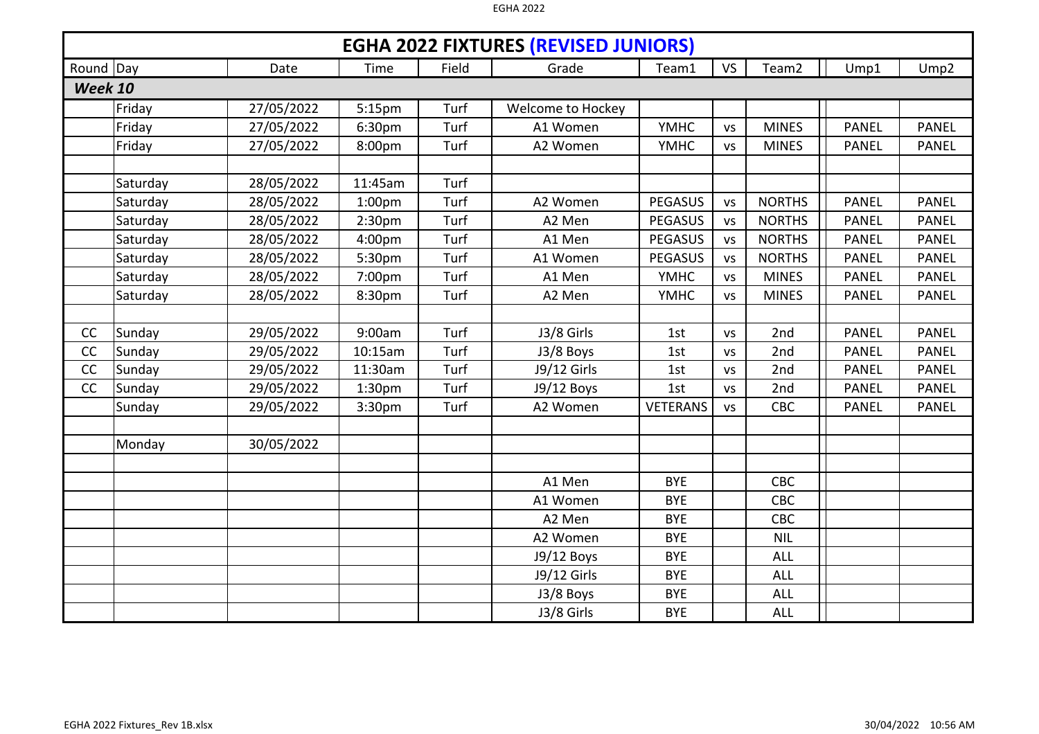# EGHA 2022 FIXTURES (REVISED JUNIORS)

| Round | Day | Date | Time | Field | Grade | Team1 | VS | Team2 | Ump1 | Ump2 |
|---|---|---|---|---|---|---|---|---|---|---|
| ***Week 10*** | | | | | | | | | | |
| | Friday | 27/05/2022 | 5:15pm | Turf | Welcome to Hockey | | | | | |
| | Friday | 27/05/2022 | 6:30pm | Turf | A1 Women | YMHC | vs | MINES | PANEL | PANEL |
| | Friday | 27/05/2022 | 8:00pm | Turf | A2 Women | YMHC | vs | MINES | PANEL | PANEL |
| | | | | | | | | | | |
| | Saturday | 28/05/2022 | 11:45am | Turf | | | | | | |
| | Saturday | 28/05/2022 | 1:00pm | Turf | A2 Women | PEGASUS | vs | NORTHS | PANEL | PANEL |
| | Saturday | 28/05/2022 | 2:30pm | Turf | A2 Men | PEGASUS | vs | NORTHS | PANEL | PANEL |
| | Saturday | 28/05/2022 | 4:00pm | Turf | A1 Men | PEGASUS | vs | NORTHS | PANEL | PANEL |
| | Saturday | 28/05/2022 | 5:30pm | Turf | A1 Women | PEGASUS | vs | NORTHS | PANEL | PANEL |
| | Saturday | 28/05/2022 | 7:00pm | Turf | A1 Men | YMHC | vs | MINES | PANEL | PANEL |
| | Saturday | 28/05/2022 | 8:30pm | Turf | A2 Men | YMHC | vs | MINES | PANEL | PANEL |
| | | | | | | | | | | |
| CC | Sunday | 29/05/2022 | 9:00am | Turf | J3/8 Girls | 1st | vs | 2nd | PANEL | PANEL |
| CC | Sunday | 29/05/2022 | 10:15am | Turf | J3/8 Boys | 1st | vs | 2nd | PANEL | PANEL |
| CC | Sunday | 29/05/2022 | 11:30am | Turf | J9/12 Girls | 1st | vs | 2nd | PANEL | PANEL |
| CC | Sunday | 29/05/2022 | 1:30pm | Turf | J9/12 Boys | 1st | vs | 2nd | PANEL | PANEL |
| | Sunday | 29/05/2022 | 3:30pm | Turf | A2 Women | VETERANS | vs | CBC | PANEL | PANEL |
| | | | | | | | | | | |
| | Monday | 30/05/2022 | | | | | | | | |
| | | | | | | | | | | |
| | | | | | A1 Men | BYE | | CBC | | |
| | | | | | A1 Women | BYE | | CBC | | |
| | | | | | A2 Men | BYE | | CBC | | |
| | | | | | A2 Women | BYE | | NIL | | |
| | | | | | J9/12 Boys | BYE | | ALL | | |
| | | | | | J9/12 Girls | BYE | | ALL | | |
| | | | | | J3/8 Boys | BYE | | ALL | | |
| | | | | | J3/8 Girls | BYE | | ALL | | |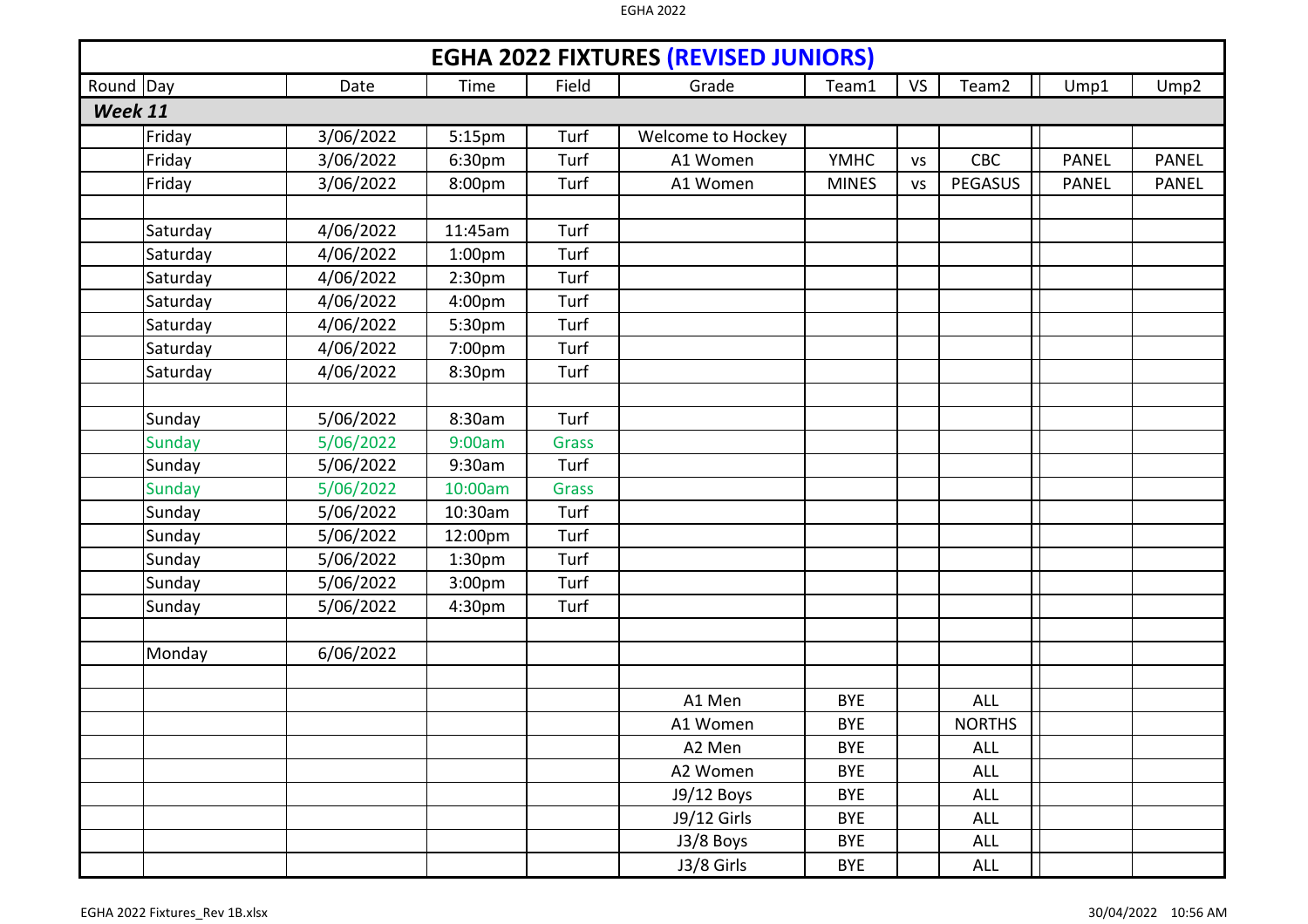# EGHA 2022 FIXTURES (REVISED JUNIORS)

| Round | Day | Date | Time | Field | Grade | Team1 | VS | Team2 | Ump1 | Ump2 |
|---|---|---|---|---|---|---|---|---|---|---|
| ***Week 11*** | | | | | | | | | | |
| | Friday | 3/06/2022 | 5:15pm | Turf | Welcome to Hockey | | | | | |
| | Friday | 3/06/2022 | 6:30pm | Turf | A1 Women | YMHC | vs | CBC | PANEL | PANEL |
| | Friday | 3/06/2022 | 8:00pm | Turf | A1 Women | MINES | vs | PEGASUS | PANEL | PANEL |
| | | | | | | | | | | |
| | Saturday | 4/06/2022 | 11:45am | Turf | | | | | | |
| | Saturday | 4/06/2022 | 1:00pm | Turf | | | | | | |
| | Saturday | 4/06/2022 | 2:30pm | Turf | | | | | | |
| | Saturday | 4/06/2022 | 4:00pm | Turf | | | | | | |
| | Saturday | 4/06/2022 | 5:30pm | Turf | | | | | | |
| | Saturday | 4/06/2022 | 7:00pm | Turf | | | | | | |
| | Saturday | 4/06/2022 | 8:30pm | Turf | | | | | | |
| | | | | | | | | | | |
| | Sunday | 5/06/2022 | 8:30am | Turf | | | | | | |
| | Sunday | 5/06/2022 | 9:00am | Grass | | | | | | |
| | Sunday | 5/06/2022 | 9:30am | Turf | | | | | | |
| | Sunday | 5/06/2022 | 10:00am | Grass | | | | | | |
| | Sunday | 5/06/2022 | 10:30am | Turf | | | | | | |
| | Sunday | 5/06/2022 | 12:00pm | Turf | | | | | | |
| | Sunday | 5/06/2022 | 1:30pm | Turf | | | | | | |
| | Sunday | 5/06/2022 | 3:00pm | Turf | | | | | | |
| | Sunday | 5/06/2022 | 4:30pm | Turf | | | | | | |
| | | | | | | | | | | |
| | Monday | 6/06/2022 | | | | | | | | |
| | | | | | | | | | | |
| | | | | | A1 Men | BYE | | ALL | | |
| | | | | | A1 Women | BYE | | NORTHS | | |
| | | | | | A2 Men | BYE | | ALL | | |
| | | | | | A2 Women | BYE | | ALL | | |
| | | | | | J9/12 Boys | BYE | | ALL | | |
| | | | | | J9/12 Girls | BYE | | ALL | | |
| | | | | | J3/8 Boys | BYE | | ALL | | |
| | | | | | J3/8 Girls | BYE | | ALL | | |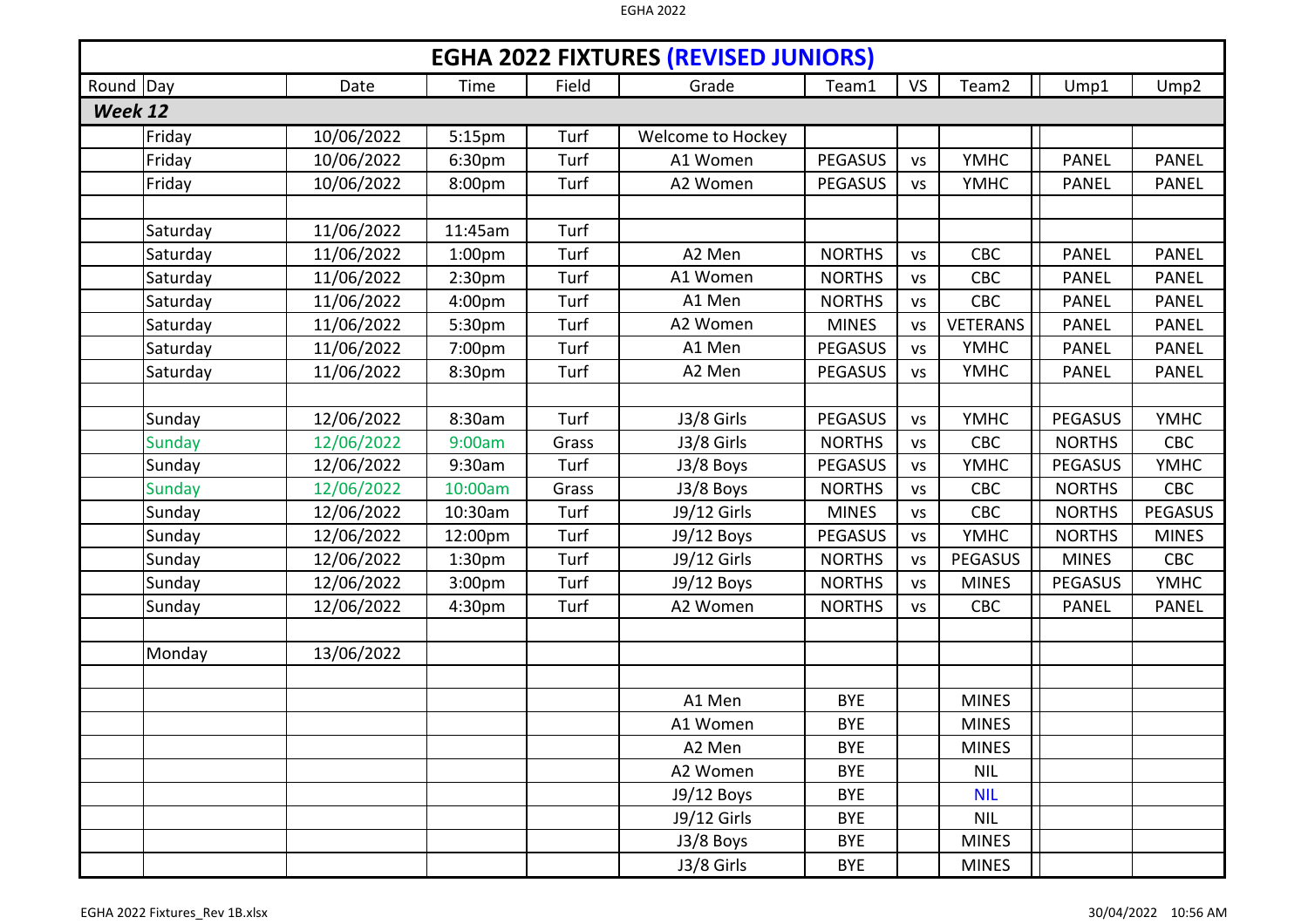## EGHA 2022 FIXTURES (REVISED JUNIORS)

| Round | Day | Date | Time | Field | Grade | Team1 | VS | Team2 | Ump1 | Ump2 |
|---|---|---|---|---|---|---|---|---|---|---|
| ***Week 12*** | | | | | | | | | | |
| | Friday | 10/06/2022 | 5:15pm | Turf | Welcome to Hockey | | | | | |
| | Friday | 10/06/2022 | 6:30pm | Turf | A1 Women | PEGASUS | vs | YMHC | PANEL | PANEL |
| | Friday | 10/06/2022 | 8:00pm | Turf | A2 Women | PEGASUS | vs | YMHC | PANEL | PANEL |
| | | | | | | | | | | |
| | Saturday | 11/06/2022 | 11:45am | Turf | | | | | | |
| | Saturday | 11/06/2022 | 1:00pm | Turf | A2 Men | NORTHS | vs | CBC | PANEL | PANEL |
| | Saturday | 11/06/2022 | 2:30pm | Turf | A1 Women | NORTHS | vs | CBC | PANEL | PANEL |
| | Saturday | 11/06/2022 | 4:00pm | Turf | A1 Men | NORTHS | vs | CBC | PANEL | PANEL |
| | Saturday | 11/06/2022 | 5:30pm | Turf | A2 Women | MINES | vs | VETERANS | PANEL | PANEL |
| | Saturday | 11/06/2022 | 7:00pm | Turf | A1 Men | PEGASUS | vs | YMHC | PANEL | PANEL |
| | Saturday | 11/06/2022 | 8:30pm | Turf | A2 Men | PEGASUS | vs | YMHC | PANEL | PANEL |
| | | | | | | | | | | |
| | Sunday | 12/06/2022 | 8:30am | Turf | J3/8 Girls | PEGASUS | vs | YMHC | PEGASUS | YMHC |
| | Sunday | 12/06/2022 | 9:00am | Grass | J3/8 Girls | NORTHS | vs | CBC | NORTHS | CBC |
| | Sunday | 12/06/2022 | 9:30am | Turf | J3/8 Boys | PEGASUS | vs | YMHC | PEGASUS | YMHC |
| | Sunday | 12/06/2022 | 10:00am | Grass | J3/8 Boys | NORTHS | vs | CBC | NORTHS | CBC |
| | Sunday | 12/06/2022 | 10:30am | Turf | J9/12 Girls | MINES | vs | CBC | NORTHS | PEGASUS |
| | Sunday | 12/06/2022 | 12:00pm | Turf | J9/12 Boys | PEGASUS | vs | YMHC | NORTHS | MINES |
| | Sunday | 12/06/2022 | 1:30pm | Turf | J9/12 Girls | NORTHS | vs | PEGASUS | MINES | CBC |
| | Sunday | 12/06/2022 | 3:00pm | Turf | J9/12 Boys | NORTHS | vs | MINES | PEGASUS | YMHC |
| | Sunday | 12/06/2022 | 4:30pm | Turf | A2 Women | NORTHS | vs | CBC | PANEL | PANEL |
| | | | | | | | | | | |
| | Monday | 13/06/2022 | | | | | | | | |
| | | | | | | | | | | |
| | | | | | A1 Men | BYE | | MINES | | |
| | | | | | A1 Women | BYE | | MINES | | |
| | | | | | A2 Men | BYE | | MINES | | |
| | | | | | A2 Women | BYE | | NIL | | |
| | | | | | J9/12 Boys | BYE | | NIL | | |
| | | | | | J9/12 Girls | BYE | | NIL | | |
| | | | | | J3/8 Boys | BYE | | MINES | | |
| | | | | | J3/8 Girls | BYE | | MINES | | |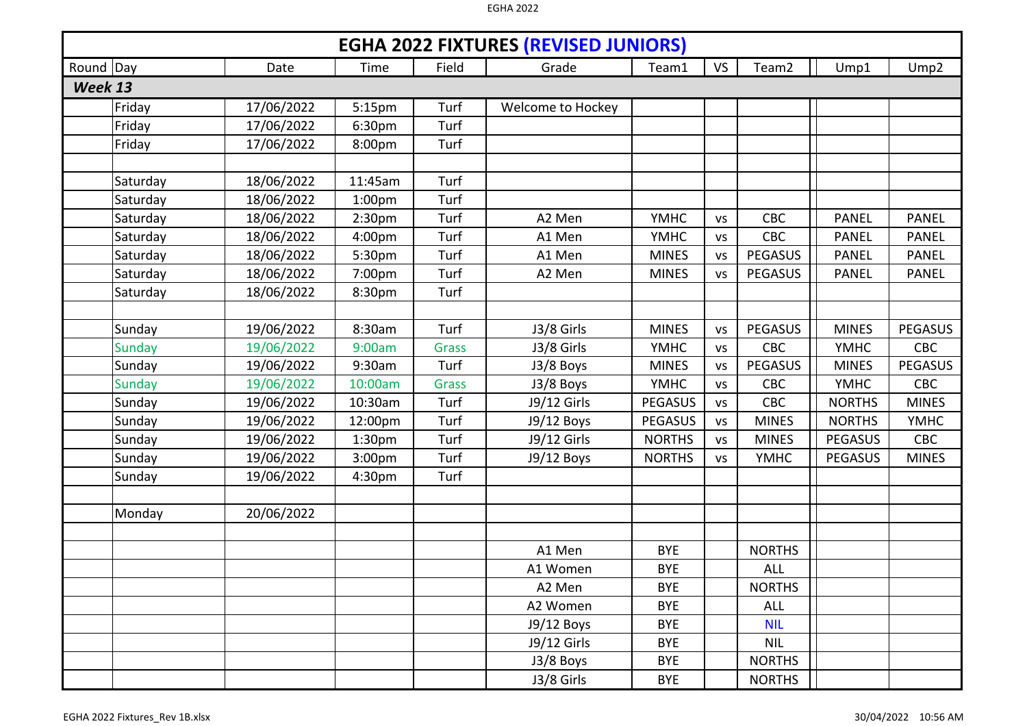# EGHA 2022 FIXTURES (REVISED JUNIORS)

| Round | Day | Date | Time | Field | Grade | Team1 | VS | Team2 | Ump1 | Ump2 |
|---|---|---|---|---|---|---|---|---|---|---|
| ***Week 13*** | | | | | | | | | | |
| | Friday | 17/06/2022 | 5:15pm | Turf | Welcome to Hockey | | | | | |
| | Friday | 17/06/2022 | 6:30pm | Turf | | | | | | |
| | Friday | 17/06/2022 | 8:00pm | Turf | | | | | | |
| | | | | | | | | | | |
| | Saturday | 18/06/2022 | 11:45am | Turf | | | | | | |
| | Saturday | 18/06/2022 | 1:00pm | Turf | | | | | | |
| | Saturday | 18/06/2022 | 2:30pm | Turf | A2 Men | YMHC | vs | CBC | PANEL | PANEL |
| | Saturday | 18/06/2022 | 4:00pm | Turf | A1 Men | YMHC | vs | CBC | PANEL | PANEL |
| | Saturday | 18/06/2022 | 5:30pm | Turf | A1 Men | MINES | vs | PEGASUS | PANEL | PANEL |
| | Saturday | 18/06/2022 | 7:00pm | Turf | A2 Men | MINES | vs | PEGASUS | PANEL | PANEL |
| | Saturday | 18/06/2022 | 8:30pm | Turf | | | | | | |
| | | | | | | | | | | |
| | Sunday | 19/06/2022 | 8:30am | Turf | J3/8 Girls | MINES | vs | PEGASUS | MINES | PEGASUS |
| | Sunday | 19/06/2022 | 9:00am | Grass | J3/8 Girls | YMHC | vs | CBC | YMHC | CBC |
| | Sunday | 19/06/2022 | 9:30am | Turf | J3/8 Boys | MINES | vs | PEGASUS | MINES | PEGASUS |
| | Sunday | 19/06/2022 | 10:00am | Grass | J3/8 Boys | YMHC | vs | CBC | YMHC | CBC |
| | Sunday | 19/06/2022 | 10:30am | Turf | J9/12 Girls | PEGASUS | vs | CBC | NORTHS | MINES |
| | Sunday | 19/06/2022 | 12:00pm | Turf | J9/12 Boys | PEGASUS | vs | MINES | NORTHS | YMHC |
| | Sunday | 19/06/2022 | 1:30pm | Turf | J9/12 Girls | NORTHS | vs | MINES | PEGASUS | CBC |
| | Sunday | 19/06/2022 | 3:00pm | Turf | J9/12 Boys | NORTHS | vs | YMHC | PEGASUS | MINES |
| | Sunday | 19/06/2022 | 4:30pm | Turf | | | | | | |
| | | | | | | | | | | |
| | Monday | 20/06/2022 | | | | | | | | |
| | | | | | | | | | | |
| | | | | | A1 Men | BYE | | NORTHS | | |
| | | | | | A1 Women | BYE | | ALL | | |
| | | | | | A2 Men | BYE | | NORTHS | | |
| | | | | | A2 Women | BYE | | ALL | | |
| | | | | | J9/12 Boys | BYE | | NIL | | |
| | | | | | J9/12 Girls | BYE | | NIL | | |
| | | | | | J3/8 Boys | BYE | | NORTHS | | |
| | | | | | J3/8 Girls | BYE | | NORTHS | | |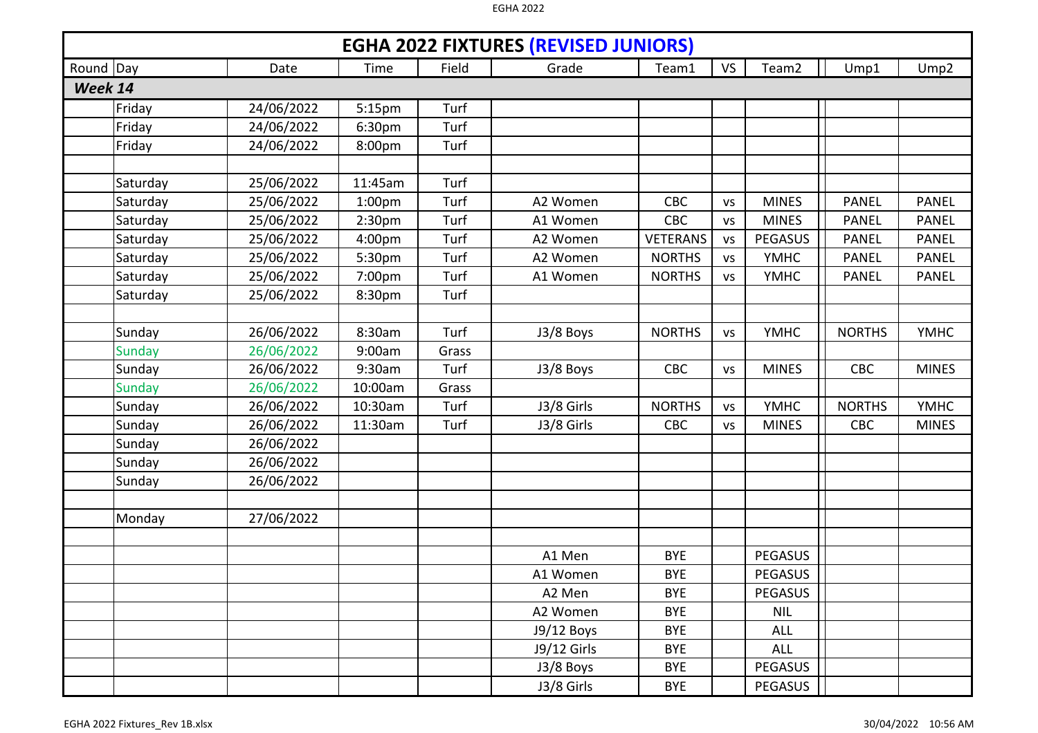# EGHA 2022 FIXTURES (REVISED JUNIORS)

| Round | Day | Date | Time | Field | Grade | Team1 | VS | Team2 | Ump1 | Ump2 |
|---|---|---|---|---|---|---|---|---|---|---|
| ***Week 14*** | | | | | | | | | | |
| | Friday | 24/06/2022 | 5:15pm | Turf | | | | | | |
| | Friday | 24/06/2022 | 6:30pm | Turf | | | | | | |
| | Friday | 24/06/2022 | 8:00pm | Turf | | | | | | |
| | | | | | | | | | | |
| | Saturday | 25/06/2022 | 11:45am | Turf | | | | | | |
| | Saturday | 25/06/2022 | 1:00pm | Turf | A2 Women | CBC | vs | MINES | PANEL | PANEL |
| | Saturday | 25/06/2022 | 2:30pm | Turf | A1 Women | CBC | vs | MINES | PANEL | PANEL |
| | Saturday | 25/06/2022 | 4:00pm | Turf | A2 Women | VETERANS | vs | PEGASUS | PANEL | PANEL |
| | Saturday | 25/06/2022 | 5:30pm | Turf | A2 Women | NORTHS | vs | YMHC | PANEL | PANEL |
| | Saturday | 25/06/2022 | 7:00pm | Turf | A1 Women | NORTHS | vs | YMHC | PANEL | PANEL |
| | Saturday | 25/06/2022 | 8:30pm | Turf | | | | | | |
| | | | | | | | | | | |
| | Sunday | 26/06/2022 | 8:30am | Turf | J3/8 Boys | NORTHS | vs | YMHC | NORTHS | YMHC |
| | Sunday | 26/06/2022 | 9:00am | Grass | | | | | | |
| | Sunday | 26/06/2022 | 9:30am | Turf | J3/8 Boys | CBC | vs | MINES | CBC | MINES |
| | Sunday | 26/06/2022 | 10:00am | Grass | | | | | | |
| | Sunday | 26/06/2022 | 10:30am | Turf | J3/8 Girls | NORTHS | vs | YMHC | NORTHS | YMHC |
| | Sunday | 26/06/2022 | 11:30am | Turf | J3/8 Girls | CBC | vs | MINES | CBC | MINES |
| | Sunday | 26/06/2022 | | | | | | | | |
| | Sunday | 26/06/2022 | | | | | | | | |
| | Sunday | 26/06/2022 | | | | | | | | |
| | | | | | | | | | | |
| | Monday | 27/06/2022 | | | | | | | | |
| | | | | | | | | | | |
| | | | | | A1 Men | BYE | | PEGASUS | | |
| | | | | | A1 Women | BYE | | PEGASUS | | |
| | | | | | A2 Men | BYE | | PEGASUS | | |
| | | | | | A2 Women | BYE | | NIL | | |
| | | | | | J9/12 Boys | BYE | | ALL | | |
| | | | | | J9/12 Girls | BYE | | ALL | | |
| | | | | | J3/8 Boys | BYE | | PEGASUS | | |
| | | | | | J3/8 Girls | BYE | | PEGASUS | | |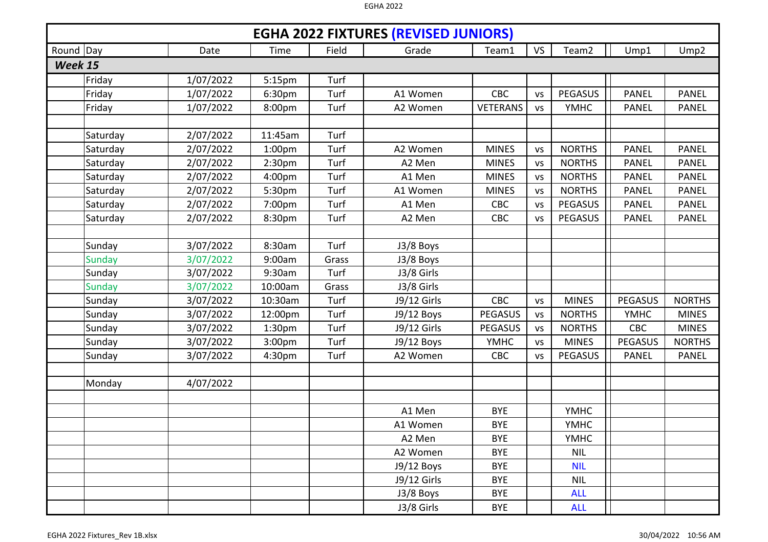# EGHA 2022 FIXTURES (REVISED JUNIORS)

| Round | Day | Date | Time | Field | Grade | Team1 | VS | Team2 | Ump1 | Ump2 |
|---|---|---|---|---|---|---|---|---|---|---|
| ***Week 15*** | | | | | | | | | | |
| | Friday | 1/07/2022 | 5:15pm | Turf | | | | | | |
| | Friday | 1/07/2022 | 6:30pm | Turf | A1 Women | CBC | vs | PEGASUS | PANEL | PANEL |
| | Friday | 1/07/2022 | 8:00pm | Turf | A2 Women | VETERANS | vs | YMHC | PANEL | PANEL |
| | | | | | | | | | | |
| | Saturday | 2/07/2022 | 11:45am | Turf | | | | | | |
| | Saturday | 2/07/2022 | 1:00pm | Turf | A2 Women | MINES | vs | NORTHS | PANEL | PANEL |
| | Saturday | 2/07/2022 | 2:30pm | Turf | A2 Men | MINES | vs | NORTHS | PANEL | PANEL |
| | Saturday | 2/07/2022 | 4:00pm | Turf | A1 Men | MINES | vs | NORTHS | PANEL | PANEL |
| | Saturday | 2/07/2022 | 5:30pm | Turf | A1 Women | MINES | vs | NORTHS | PANEL | PANEL |
| | Saturday | 2/07/2022 | 7:00pm | Turf | A1 Men | CBC | vs | PEGASUS | PANEL | PANEL |
| | Saturday | 2/07/2022 | 8:30pm | Turf | A2 Men | CBC | vs | PEGASUS | PANEL | PANEL |
| | | | | | | | | | | |
| | Sunday | 3/07/2022 | 8:30am | Turf | J3/8 Boys | | | | | |
| | Sunday | 3/07/2022 | 9:00am | Grass | J3/8 Boys | | | | | |
| | Sunday | 3/07/2022 | 9:30am | Turf | J3/8 Girls | | | | | |
| | Sunday | 3/07/2022 | 10:00am | Grass | J3/8 Girls | | | | | |
| | Sunday | 3/07/2022 | 10:30am | Turf | J9/12 Girls | CBC | vs | MINES | PEGASUS | NORTHS |
| | Sunday | 3/07/2022 | 12:00pm | Turf | J9/12 Boys | PEGASUS | vs | NORTHS | YMHC | MINES |
| | Sunday | 3/07/2022 | 1:30pm | Turf | J9/12 Girls | PEGASUS | vs | NORTHS | CBC | MINES |
| | Sunday | 3/07/2022 | 3:00pm | Turf | J9/12 Boys | YMHC | vs | MINES | PEGASUS | NORTHS |
| | Sunday | 3/07/2022 | 4:30pm | Turf | A2 Women | CBC | vs | PEGASUS | PANEL | PANEL |
| | | | | | | | | | | |
| | Monday | 4/07/2022 | | | | | | | | |
| | | | | | | | | | | |
| | | | | | A1 Men | BYE | | YMHC | | |
| | | | | | A1 Women | BYE | | YMHC | | |
| | | | | | A2 Men | BYE | | YMHC | | |
| | | | | | A2 Women | BYE | | NIL | | |
| | | | | | J9/12 Boys | BYE | | NIL | | |
| | | | | | J9/12 Girls | BYE | | NIL | | |
| | | | | | J3/8 Boys | BYE | | ALL | | |
| | | | | | J3/8 Girls | BYE | | ALL | | |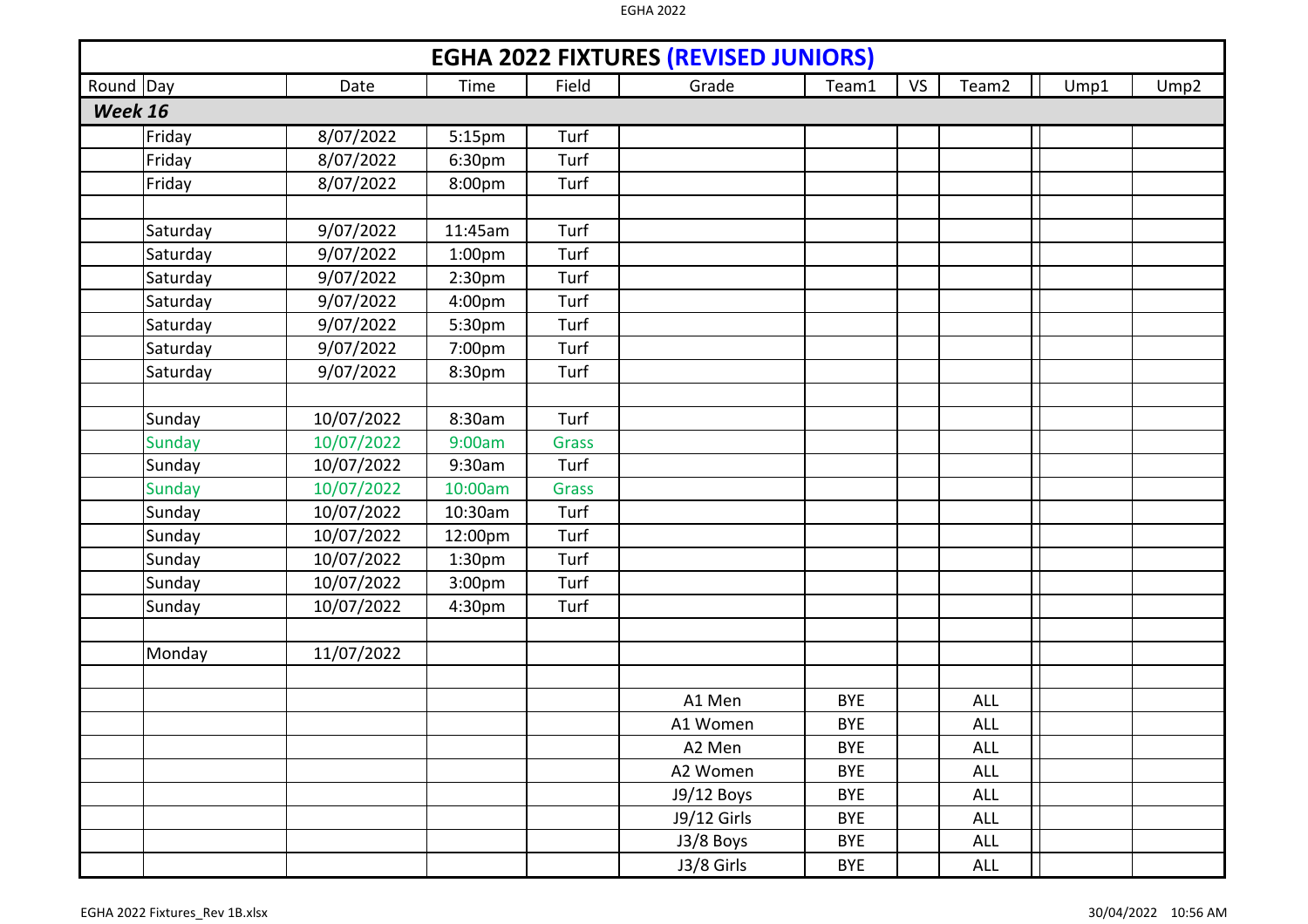| EGHA 2022 FIXTURES **(REVISED JUNIORS)** | | | | | | | | | | |
|---|---|---|---|---|---|---|---|---|---|---|
| Round | Day | Date | Time | Field | Grade | Team1 | VS | Team2 | Ump1 | Ump2 |
| ***Week 16*** | | | | | | | | | | |
| | Friday | 8/07/2022 | 5:15pm | Turf | | | | | | |
| | Friday | 8/07/2022 | 6:30pm | Turf | | | | | | |
| | Friday | 8/07/2022 | 8:00pm | Turf | | | | | | |
| | | | | | | | | | | |
| | Saturday | 9/07/2022 | 11:45am | Turf | | | | | | |
| | Saturday | 9/07/2022 | 1:00pm | Turf | | | | | | |
| | Saturday | 9/07/2022 | 2:30pm | Turf | | | | | | |
| | Saturday | 9/07/2022 | 4:00pm | Turf | | | | | | |
| | Saturday | 9/07/2022 | 5:30pm | Turf | | | | | | |
| | Saturday | 9/07/2022 | 7:00pm | Turf | | | | | | |
| | Saturday | 9/07/2022 | 8:30pm | Turf | | | | | | |
| | | | | | | | | | | |
| | Sunday | 10/07/2022 | 8:30am | Turf | | | | | | |
| | Sunday | 10/07/2022 | 9:00am | Grass | | | | | | |
| | Sunday | 10/07/2022 | 9:30am | Turf | | | | | | |
| | Sunday | 10/07/2022 | 10:00am | Grass | | | | | | |
| | Sunday | 10/07/2022 | 10:30am | Turf | | | | | | |
| | Sunday | 10/07/2022 | 12:00pm | Turf | | | | | | |
| | Sunday | 10/07/2022 | 1:30pm | Turf | | | | | | |
| | Sunday | 10/07/2022 | 3:00pm | Turf | | | | | | |
| | Sunday | 10/07/2022 | 4:30pm | Turf | | | | | | |
| | | | | | | | | | | |
| | Monday | 11/07/2022 | | | | | | | | |
| | | | | | | | | | | |
| | | | | | A1 Men | BYE | | ALL | | |
| | | | | | A1 Women | BYE | | ALL | | |
| | | | | | A2 Men | BYE | | ALL | | |
| | | | | | A2 Women | BYE | | ALL | | |
| | | | | | J9/12 Boys | BYE | | ALL | | |
| | | | | | J9/12 Girls | BYE | | ALL | | |
| | | | | | J3/8 Boys | BYE | | ALL | | |
| | | | | | J3/8 Girls | BYE | | ALL | | |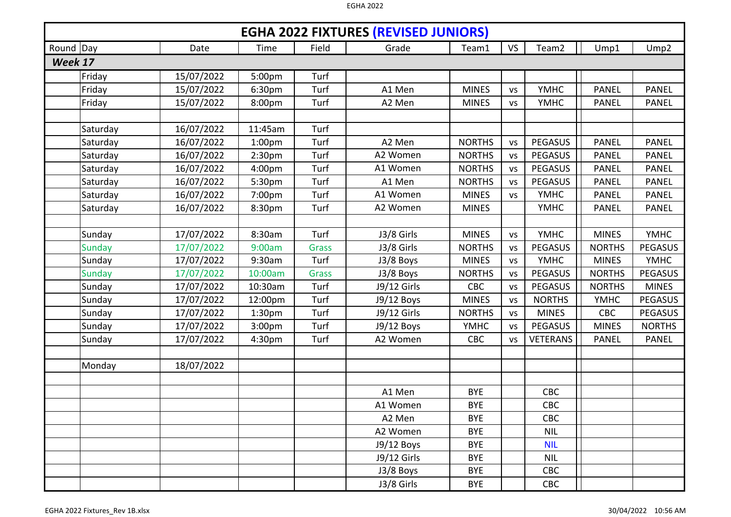# EGHA 2022 FIXTURES (REVISED JUNIORS)

| Round | Day | Date | Time | Field | Grade | Team1 | VS | Team2 | Ump1 | Ump2 |
|---|---|---|---|---|---|---|---|---|---|---|
| ***Week 17*** | | | | | | | | | | |
| | Friday | 15/07/2022 | 5:00pm | Turf | | | | | | |
| | Friday | 15/07/2022 | 6:30pm | Turf | A1 Men | MINES | vs | YMHC | PANEL | PANEL |
| | Friday | 15/07/2022 | 8:00pm | Turf | A2 Men | MINES | vs | YMHC | PANEL | PANEL |
| | | | | | | | | | | |
| | Saturday | 16/07/2022 | 11:45am | Turf | | | | | | |
| | Saturday | 16/07/2022 | 1:00pm | Turf | A2 Men | NORTHS | vs | PEGASUS | PANEL | PANEL |
| | Saturday | 16/07/2022 | 2:30pm | Turf | A2 Women | NORTHS | vs | PEGASUS | PANEL | PANEL |
| | Saturday | 16/07/2022 | 4:00pm | Turf | A1 Women | NORTHS | vs | PEGASUS | PANEL | PANEL |
| | Saturday | 16/07/2022 | 5:30pm | Turf | A1 Men | NORTHS | vs | PEGASUS | PANEL | PANEL |
| | Saturday | 16/07/2022 | 7:00pm | Turf | A1 Women | MINES | vs | YMHC | PANEL | PANEL |
| | Saturday | 16/07/2022 | 8:30pm | Turf | A2 Women | MINES | | YMHC | PANEL | PANEL |
| | | | | | | | | | | |
| | Sunday | 17/07/2022 | 8:30am | Turf | J3/8 Girls | MINES | vs | YMHC | MINES | YMHC |
| | Sunday | 17/07/2022 | 9:00am | Grass | J3/8 Girls | NORTHS | vs | PEGASUS | NORTHS | PEGASUS |
| | Sunday | 17/07/2022 | 9:30am | Turf | J3/8 Boys | MINES | vs | YMHC | MINES | YMHC |
| | Sunday | 17/07/2022 | 10:00am | Grass | J3/8 Boys | NORTHS | vs | PEGASUS | NORTHS | PEGASUS |
| | Sunday | 17/07/2022 | 10:30am | Turf | J9/12 Girls | CBC | vs | PEGASUS | NORTHS | MINES |
| | Sunday | 17/07/2022 | 12:00pm | Turf | J9/12 Boys | MINES | vs | NORTHS | YMHC | PEGASUS |
| | Sunday | 17/07/2022 | 1:30pm | Turf | J9/12 Girls | NORTHS | vs | MINES | CBC | PEGASUS |
| | Sunday | 17/07/2022 | 3:00pm | Turf | J9/12 Boys | YMHC | vs | PEGASUS | MINES | NORTHS |
| | Sunday | 17/07/2022 | 4:30pm | Turf | A2 Women | CBC | vs | VETERANS | PANEL | PANEL |
| | | | | | | | | | | |
| | Monday | 18/07/2022 | | | | | | | | |
| | | | | | | | | | | |
| | | | | | A1 Men | BYE | | CBC | | |
| | | | | | A1 Women | BYE | | CBC | | |
| | | | | | A2 Men | BYE | | CBC | | |
| | | | | | A2 Women | BYE | | NIL | | |
| | | | | | J9/12 Boys | BYE | | NIL | | |
| | | | | | J9/12 Girls | BYE | | NIL | | |
| | | | | | J3/8 Boys | BYE | | CBC | | |
| | | | | | J3/8 Girls | BYE | | CBC | | |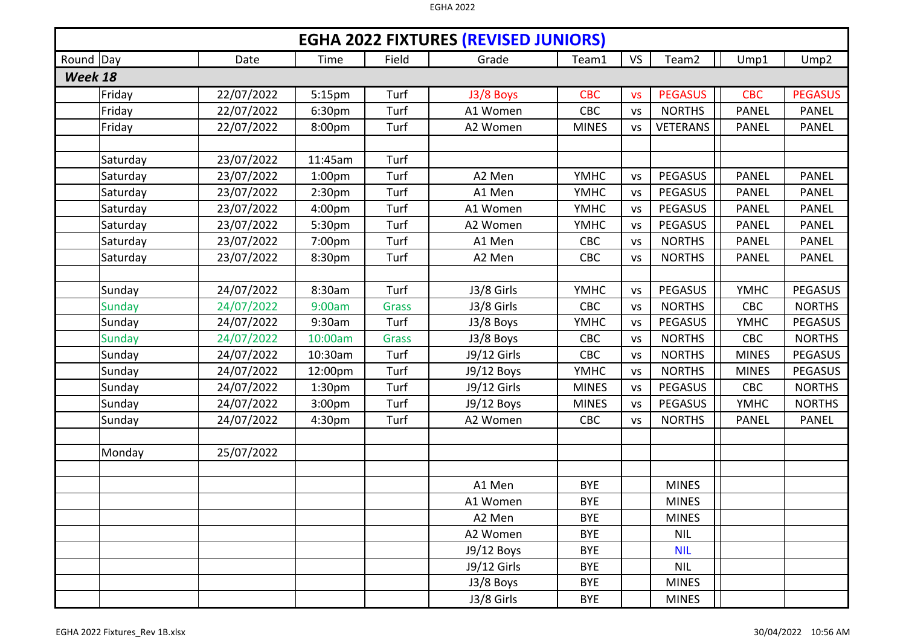# EGHA 2022 FIXTURES (REVISED JUNIORS)

| Round | Day | Date | Time | Field | Grade | Team1 | VS | Team2 | Ump1 | Ump2 |
|---|---|---|---|---|---|---|---|---|---|---|
| ***Week 18*** | | | | | | | | | | |
| | Friday | 22/07/2022 | 5:15pm | Turf | J3/8 Boys | CBC | vs | PEGASUS | CBC | PEGASUS |
| | Friday | 22/07/2022 | 6:30pm | Turf | A1 Women | CBC | vs | NORTHS | PANEL | PANEL |
| | Friday | 22/07/2022 | 8:00pm | Turf | A2 Women | MINES | vs | VETERANS | PANEL | PANEL |
| | | | | | | | | | | |
| | Saturday | 23/07/2022 | 11:45am | Turf | | | | | | |
| | Saturday | 23/07/2022 | 1:00pm | Turf | A2 Men | YMHC | vs | PEGASUS | PANEL | PANEL |
| | Saturday | 23/07/2022 | 2:30pm | Turf | A1 Men | YMHC | vs | PEGASUS | PANEL | PANEL |
| | Saturday | 23/07/2022 | 4:00pm | Turf | A1 Women | YMHC | vs | PEGASUS | PANEL | PANEL |
| | Saturday | 23/07/2022 | 5:30pm | Turf | A2 Women | YMHC | vs | PEGASUS | PANEL | PANEL |
| | Saturday | 23/07/2022 | 7:00pm | Turf | A1 Men | CBC | vs | NORTHS | PANEL | PANEL |
| | Saturday | 23/07/2022 | 8:30pm | Turf | A2 Men | CBC | vs | NORTHS | PANEL | PANEL |
| | | | | | | | | | | |
| | Sunday | 24/07/2022 | 8:30am | Turf | J3/8 Girls | YMHC | vs | PEGASUS | YMHC | PEGASUS |
| | Sunday | 24/07/2022 | 9:00am | Grass | J3/8 Girls | CBC | vs | NORTHS | CBC | NORTHS |
| | Sunday | 24/07/2022 | 9:30am | Turf | J3/8 Boys | YMHC | vs | PEGASUS | YMHC | PEGASUS |
| | Sunday | 24/07/2022 | 10:00am | Grass | J3/8 Boys | CBC | vs | NORTHS | CBC | NORTHS |
| | Sunday | 24/07/2022 | 10:30am | Turf | J9/12 Girls | CBC | vs | NORTHS | MINES | PEGASUS |
| | Sunday | 24/07/2022 | 12:00pm | Turf | J9/12 Boys | YMHC | vs | NORTHS | MINES | PEGASUS |
| | Sunday | 24/07/2022 | 1:30pm | Turf | J9/12 Girls | MINES | vs | PEGASUS | CBC | NORTHS |
| | Sunday | 24/07/2022 | 3:00pm | Turf | J9/12 Boys | MINES | vs | PEGASUS | YMHC | NORTHS |
| | Sunday | 24/07/2022 | 4:30pm | Turf | A2 Women | CBC | vs | NORTHS | PANEL | PANEL |
| | | | | | | | | | | |
| | Monday | 25/07/2022 | | | | | | | | |
| | | | | | | | | | | |
| | | | | | A1 Men | BYE | | MINES | | |
| | | | | | A1 Women | BYE | | MINES | | |
| | | | | | A2 Men | BYE | | MINES | | |
| | | | | | A2 Women | BYE | | NIL | | |
| | | | | | J9/12 Boys | BYE | | NIL | | |
| | | | | | J9/12 Girls | BYE | | NIL | | |
| | | | | | J3/8 Boys | BYE | | MINES | | |
| | | | | | J3/8 Girls | BYE | | MINES | | |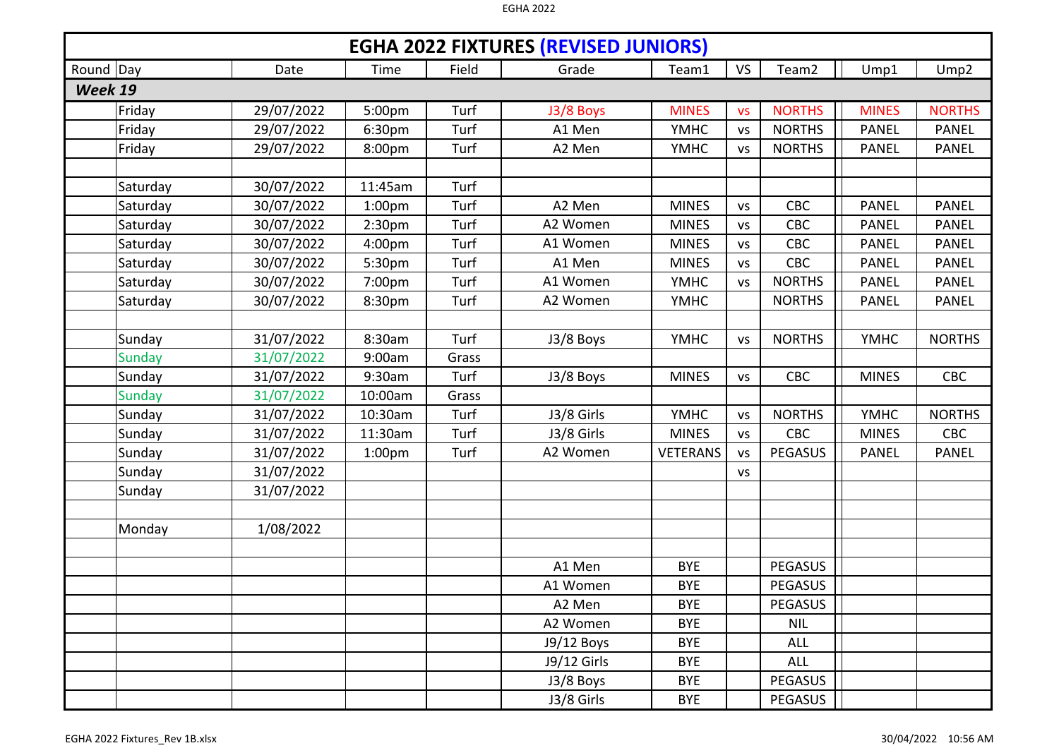# EGHA 2022 FIXTURES (REVISED JUNIORS)

| Round | Day | Date | Time | Field | Grade | Team1 | VS | Team2 | Ump1 | Ump2 |
|---|---|---|---|---|---|---|---|---|---|---|
| ***Week 19*** | | | | | | | | | | |
| | Friday | 29/07/2022 | 5:00pm | Turf | J3/8 Boys | MINES | vs | NORTHS | MINES | NORTHS |
| | Friday | 29/07/2022 | 6:30pm | Turf | A1 Men | YMHC | vs | NORTHS | PANEL | PANEL |
| | Friday | 29/07/2022 | 8:00pm | Turf | A2 Men | YMHC | vs | NORTHS | PANEL | PANEL |
| | | | | | | | | | | |
| | Saturday | 30/07/2022 | 11:45am | Turf | | | | | | |
| | Saturday | 30/07/2022 | 1:00pm | Turf | A2 Men | MINES | vs | CBC | PANEL | PANEL |
| | Saturday | 30/07/2022 | 2:30pm | Turf | A2 Women | MINES | vs | CBC | PANEL | PANEL |
| | Saturday | 30/07/2022 | 4:00pm | Turf | A1 Women | MINES | vs | CBC | PANEL | PANEL |
| | Saturday | 30/07/2022 | 5:30pm | Turf | A1 Men | MINES | vs | CBC | PANEL | PANEL |
| | Saturday | 30/07/2022 | 7:00pm | Turf | A1 Women | YMHC | vs | NORTHS | PANEL | PANEL |
| | Saturday | 30/07/2022 | 8:30pm | Turf | A2 Women | YMHC | | NORTHS | PANEL | PANEL |
| | | | | | | | | | | |
| | Sunday | 31/07/2022 | 8:30am | Turf | J3/8 Boys | YMHC | vs | NORTHS | YMHC | NORTHS |
| | Sunday | 31/07/2022 | 9:00am | Grass | | | | | | |
| | Sunday | 31/07/2022 | 9:30am | Turf | J3/8 Boys | MINES | vs | CBC | MINES | CBC |
| | Sunday | 31/07/2022 | 10:00am | Grass | | | | | | |
| | Sunday | 31/07/2022 | 10:30am | Turf | J3/8 Girls | YMHC | vs | NORTHS | YMHC | NORTHS |
| | Sunday | 31/07/2022 | 11:30am | Turf | J3/8 Girls | MINES | vs | CBC | MINES | CBC |
| | Sunday | 31/07/2022 | 1:00pm | Turf | A2 Women | VETERANS | vs | PEGASUS | PANEL | PANEL |
| | Sunday | 31/07/2022 | | | | | vs | | | |
| | Sunday | 31/07/2022 | | | | | | | | |
| | | | | | | | | | | |
| | Monday | 1/08/2022 | | | | | | | | |
| | | | | | | | | | | |
| | | | | | A1 Men | BYE | | PEGASUS | | |
| | | | | | A1 Women | BYE | | PEGASUS | | |
| | | | | | A2 Men | BYE | | PEGASUS | | |
| | | | | | A2 Women | BYE | | NIL | | |
| | | | | | J9/12 Boys | BYE | | ALL | | |
| | | | | | J9/12 Girls | BYE | | ALL | | |
| | | | | | J3/8 Boys | BYE | | PEGASUS | | |
| | | | | | J3/8 Girls | BYE | | PEGASUS | | |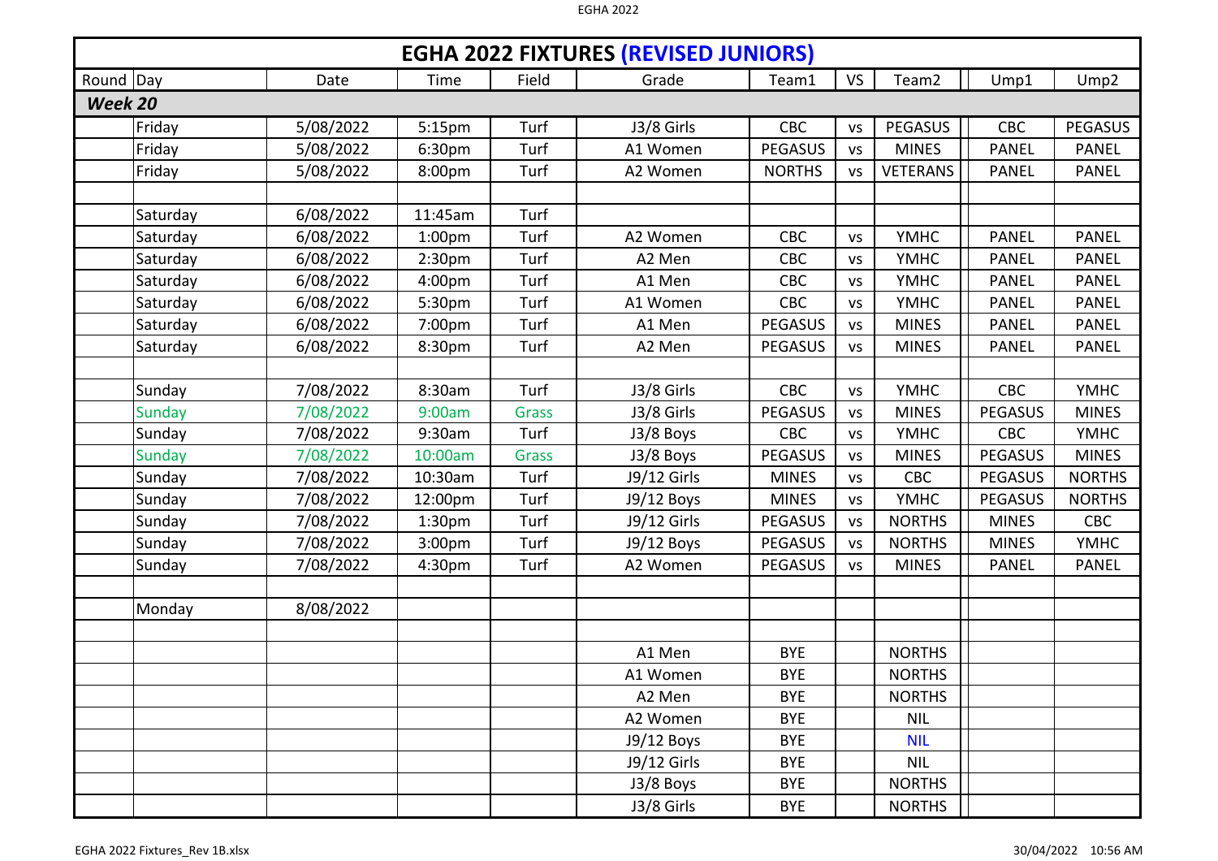# EGHA 2022 FIXTURES (REVISED JUNIORS)

| Round | Day | Date | Time | Field | Grade | Team1 | VS | Team2 | Ump1 | Ump2 |
|---|---|---|---|---|---|---|---|---|---|---|
| ***Week 20*** | | | | | | | | | | |
| | Friday | 5/08/2022 | 5:15pm | Turf | J3/8 Girls | CBC | vs | PEGASUS | CBC | PEGASUS |
| | Friday | 5/08/2022 | 6:30pm | Turf | A1 Women | PEGASUS | vs | MINES | PANEL | PANEL |
| | Friday | 5/08/2022 | 8:00pm | Turf | A2 Women | NORTHS | vs | VETERANS | PANEL | PANEL |
| | | | | | | | | | | |
| | Saturday | 6/08/2022 | 11:45am | Turf | | | | | | |
| | Saturday | 6/08/2022 | 1:00pm | Turf | A2 Women | CBC | vs | YMHC | PANEL | PANEL |
| | Saturday | 6/08/2022 | 2:30pm | Turf | A2 Men | CBC | vs | YMHC | PANEL | PANEL |
| | Saturday | 6/08/2022 | 4:00pm | Turf | A1 Men | CBC | vs | YMHC | PANEL | PANEL |
| | Saturday | 6/08/2022 | 5:30pm | Turf | A1 Women | CBC | vs | YMHC | PANEL | PANEL |
| | Saturday | 6/08/2022 | 7:00pm | Turf | A1 Men | PEGASUS | vs | MINES | PANEL | PANEL |
| | Saturday | 6/08/2022 | 8:30pm | Turf | A2 Men | PEGASUS | vs | MINES | PANEL | PANEL |
| | | | | | | | | | | |
| | Sunday | 7/08/2022 | 8:30am | Turf | J3/8 Girls | CBC | vs | YMHC | CBC | YMHC |
| | Sunday | 7/08/2022 | 9:00am | Grass | J3/8 Girls | PEGASUS | vs | MINES | PEGASUS | MINES |
| | Sunday | 7/08/2022 | 9:30am | Turf | J3/8 Boys | CBC | vs | YMHC | CBC | YMHC |
| | Sunday | 7/08/2022 | 10:00am | Grass | J3/8 Boys | PEGASUS | vs | MINES | PEGASUS | MINES |
| | Sunday | 7/08/2022 | 10:30am | Turf | J9/12 Girls | MINES | vs | CBC | PEGASUS | NORTHS |
| | Sunday | 7/08/2022 | 12:00pm | Turf | J9/12 Boys | MINES | vs | YMHC | PEGASUS | NORTHS |
| | Sunday | 7/08/2022 | 1:30pm | Turf | J9/12 Girls | PEGASUS | vs | NORTHS | MINES | CBC |
| | Sunday | 7/08/2022 | 3:00pm | Turf | J9/12 Boys | PEGASUS | vs | NORTHS | MINES | YMHC |
| | Sunday | 7/08/2022 | 4:30pm | Turf | A2 Women | PEGASUS | vs | MINES | PANEL | PANEL |
| | | | | | | | | | | |
| | Monday | 8/08/2022 | | | | | | | | |
| | | | | | | | | | | |
| | | | | | A1 Men | BYE | | NORTHS | | |
| | | | | | A1 Women | BYE | | NORTHS | | |
| | | | | | A2 Men | BYE | | NORTHS | | |
| | | | | | A2 Women | BYE | | NIL | | |
| | | | | | J9/12 Boys | BYE | | NIL | | |
| | | | | | J9/12 Girls | BYE | | NIL | | |
| | | | | | J3/8 Boys | BYE | | NORTHS | | |
| | | | | | J3/8 Girls | BYE | | NORTHS | | |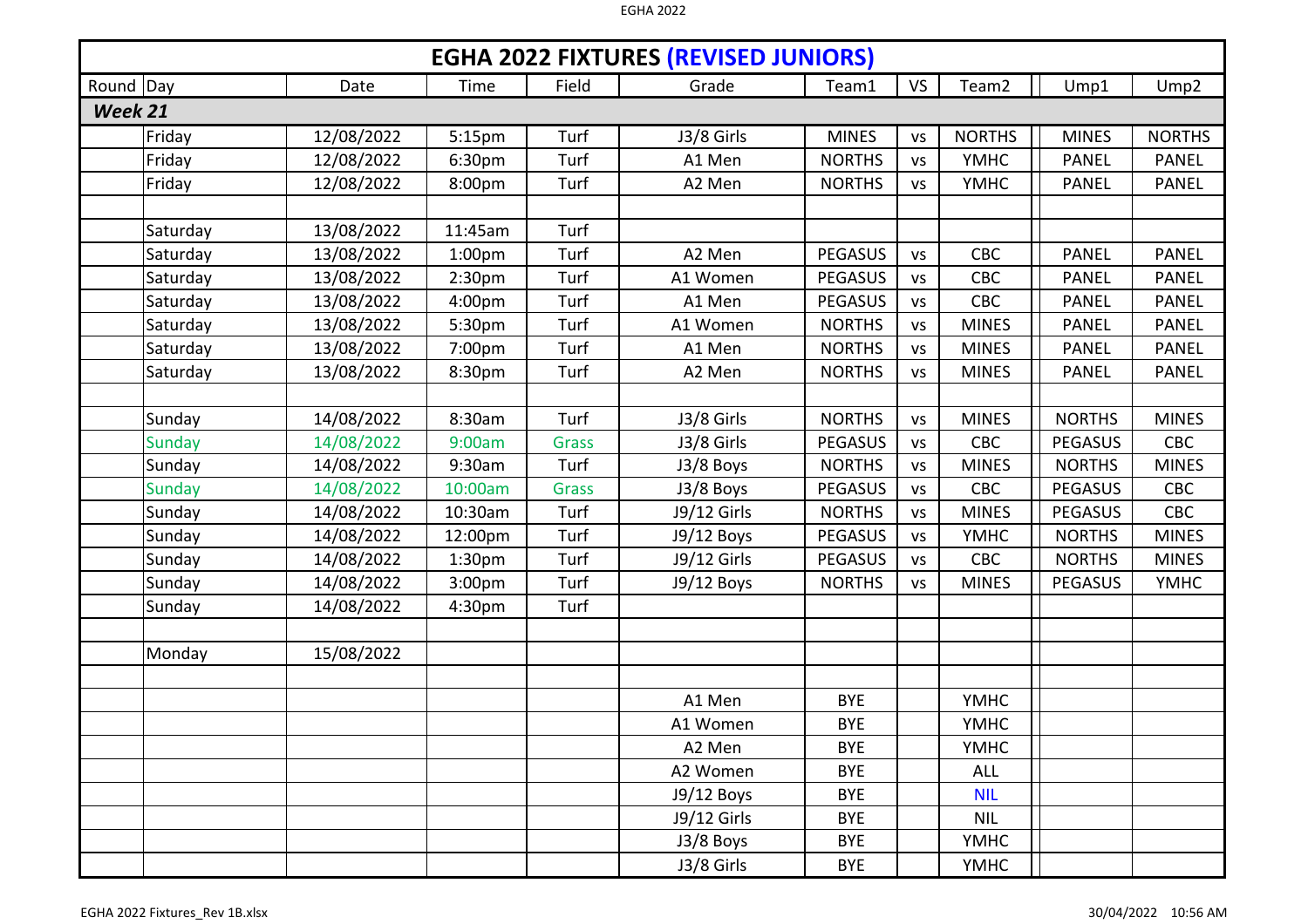# EGHA 2022 FIXTURES (REVISED JUNIORS)

| Round | Day | Date | Time | Field | Grade | Team1 | VS | Team2 | Ump1 | Ump2 |
|---|---|---|---|---|---|---|---|---|---|---|
| ***Week 21*** | | | | | | | | | | |
| | Friday | 12/08/2022 | 5:15pm | Turf | J3/8 Girls | MINES | vs | NORTHS | MINES | NORTHS |
| | Friday | 12/08/2022 | 6:30pm | Turf | A1 Men | NORTHS | vs | YMHC | PANEL | PANEL |
| | Friday | 12/08/2022 | 8:00pm | Turf | A2 Men | NORTHS | vs | YMHC | PANEL | PANEL |
| | | | | | | | | | | |
| | Saturday | 13/08/2022 | 11:45am | Turf | | | | | | |
| | Saturday | 13/08/2022 | 1:00pm | Turf | A2 Men | PEGASUS | vs | CBC | PANEL | PANEL |
| | Saturday | 13/08/2022 | 2:30pm | Turf | A1 Women | PEGASUS | vs | CBC | PANEL | PANEL |
| | Saturday | 13/08/2022 | 4:00pm | Turf | A1 Men | PEGASUS | vs | CBC | PANEL | PANEL |
| | Saturday | 13/08/2022 | 5:30pm | Turf | A1 Women | NORTHS | vs | MINES | PANEL | PANEL |
| | Saturday | 13/08/2022 | 7:00pm | Turf | A1 Men | NORTHS | vs | MINES | PANEL | PANEL |
| | Saturday | 13/08/2022 | 8:30pm | Turf | A2 Men | NORTHS | vs | MINES | PANEL | PANEL |
| | | | | | | | | | | |
| | Sunday | 14/08/2022 | 8:30am | Turf | J3/8 Girls | NORTHS | vs | MINES | NORTHS | MINES |
| | Sunday | 14/08/2022 | 9:00am | Grass | J3/8 Girls | PEGASUS | vs | CBC | PEGASUS | CBC |
| | Sunday | 14/08/2022 | 9:30am | Turf | J3/8 Boys | NORTHS | vs | MINES | NORTHS | MINES |
| | Sunday | 14/08/2022 | 10:00am | Grass | J3/8 Boys | PEGASUS | vs | CBC | PEGASUS | CBC |
| | Sunday | 14/08/2022 | 10:30am | Turf | J9/12 Girls | NORTHS | vs | MINES | PEGASUS | CBC |
| | Sunday | 14/08/2022 | 12:00pm | Turf | J9/12 Boys | PEGASUS | vs | YMHC | NORTHS | MINES |
| | Sunday | 14/08/2022 | 1:30pm | Turf | J9/12 Girls | PEGASUS | vs | CBC | NORTHS | MINES |
| | Sunday | 14/08/2022 | 3:00pm | Turf | J9/12 Boys | NORTHS | vs | MINES | PEGASUS | YMHC |
| | Sunday | 14/08/2022 | 4:30pm | Turf | | | | | | |
| | | | | | | | | | | |
| | Monday | 15/08/2022 | | | | | | | | |
| | | | | | | | | | | |
| | | | | | A1 Men | BYE | | YMHC | | |
| | | | | | A1 Women | BYE | | YMHC | | |
| | | | | | A2 Men | BYE | | YMHC | | |
| | | | | | A2 Women | BYE | | ALL | | |
| | | | | | J9/12 Boys | BYE | | NIL | | |
| | | | | | J9/12 Girls | BYE | | NIL | | |
| | | | | | J3/8 Boys | BYE | | YMHC | | |
| | | | | | J3/8 Girls | BYE | | YMHC | | |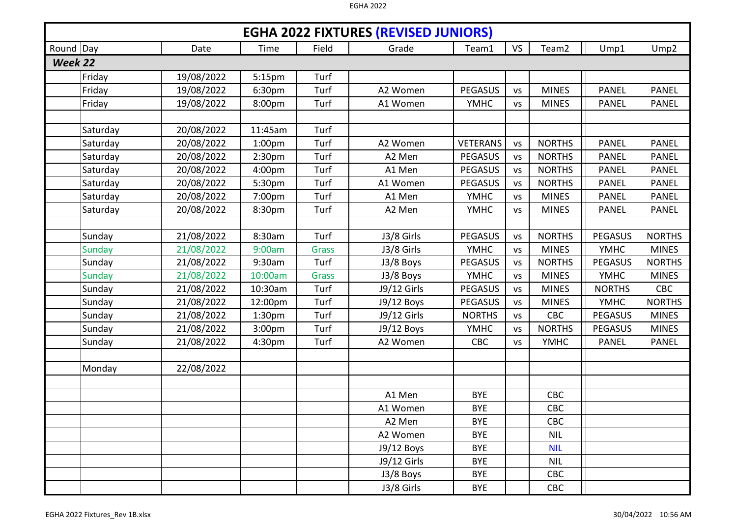# EGHA 2022 FIXTURES (REVISED JUNIORS)

| Round | Day | Date | Time | Field | Grade | Team1 | VS | Team2 | Ump1 | Ump2 |
|---|---|---|---|---|---|---|---|---|---|---|
| ***Week 22*** | | | | | | | | | | |
| | Friday | 19/08/2022 | 5:15pm | Turf | | | | | | |
| | Friday | 19/08/2022 | 6:30pm | Turf | A2 Women | PEGASUS | vs | MINES | PANEL | PANEL |
| | Friday | 19/08/2022 | 8:00pm | Turf | A1 Women | YMHC | vs | MINES | PANEL | PANEL |
| | | | | | | | | | | |
| | Saturday | 20/08/2022 | 11:45am | Turf | | | | | | |
| | Saturday | 20/08/2022 | 1:00pm | Turf | A2 Women | VETERANS | vs | NORTHS | PANEL | PANEL |
| | Saturday | 20/08/2022 | 2:30pm | Turf | A2 Men | PEGASUS | vs | NORTHS | PANEL | PANEL |
| | Saturday | 20/08/2022 | 4:00pm | Turf | A1 Men | PEGASUS | vs | NORTHS | PANEL | PANEL |
| | Saturday | 20/08/2022 | 5:30pm | Turf | A1 Women | PEGASUS | vs | NORTHS | PANEL | PANEL |
| | Saturday | 20/08/2022 | 7:00pm | Turf | A1 Men | YMHC | vs | MINES | PANEL | PANEL |
| | Saturday | 20/08/2022 | 8:30pm | Turf | A2 Men | YMHC | vs | MINES | PANEL | PANEL |
| | | | | | | | | | | |
| | Sunday | 21/08/2022 | 8:30am | Turf | J3/8 Girls | PEGASUS | vs | NORTHS | PEGASUS | NORTHS |
| | Sunday | 21/08/2022 | 9:00am | Grass | J3/8 Girls | YMHC | vs | MINES | YMHC | MINES |
| | Sunday | 21/08/2022 | 9:30am | Turf | J3/8 Boys | PEGASUS | vs | NORTHS | PEGASUS | NORTHS |
| | Sunday | 21/08/2022 | 10:00am | Grass | J3/8 Boys | YMHC | vs | MINES | YMHC | MINES |
| | Sunday | 21/08/2022 | 10:30am | Turf | J9/12 Girls | PEGASUS | vs | MINES | NORTHS | CBC |
| | Sunday | 21/08/2022 | 12:00pm | Turf | J9/12 Boys | PEGASUS | vs | MINES | YMHC | NORTHS |
| | Sunday | 21/08/2022 | 1:30pm | Turf | J9/12 Girls | NORTHS | vs | CBC | PEGASUS | MINES |
| | Sunday | 21/08/2022 | 3:00pm | Turf | J9/12 Boys | YMHC | vs | NORTHS | PEGASUS | MINES |
| | Sunday | 21/08/2022 | 4:30pm | Turf | A2 Women | CBC | vs | YMHC | PANEL | PANEL |
| | | | | | | | | | | |
| | Monday | 22/08/2022 | | | | | | | | |
| | | | | | | | | | | |
| | | | | | A1 Men | BYE | | CBC | | |
| | | | | | A1 Women | BYE | | CBC | | |
| | | | | | A2 Men | BYE | | CBC | | |
| | | | | | A2 Women | BYE | | NIL | | |
| | | | | | J9/12 Boys | BYE | | NIL | | |
| | | | | | J9/12 Girls | BYE | | NIL | | |
| | | | | | J3/8 Boys | BYE | | CBC | | |
| | | | | | J3/8 Girls | BYE | | CBC | | |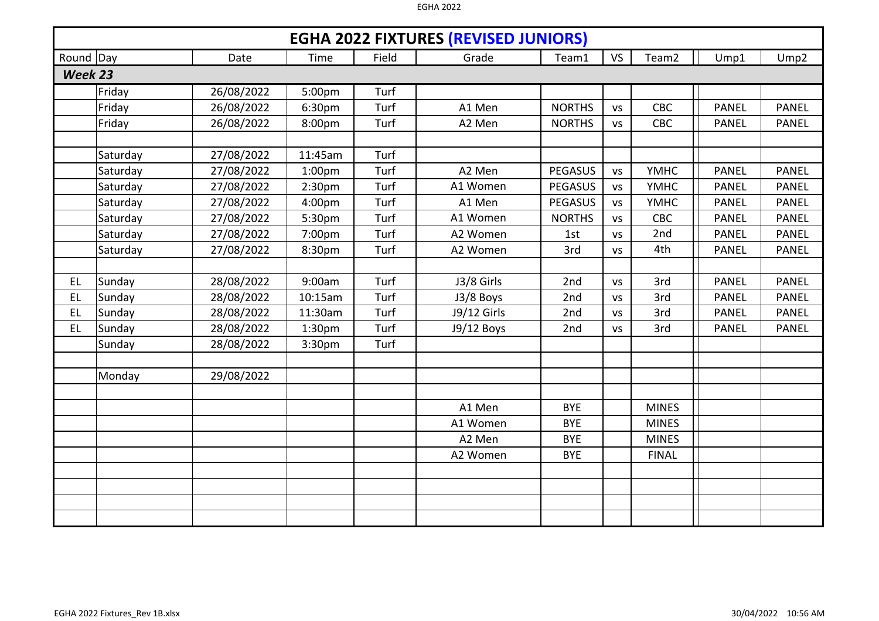# EGHA 2022 FIXTURES (REVISED JUNIORS)

| Round | Day | Date | Time | Field | Grade | Team1 | VS | Team2 | Ump1 | Ump2 |
|---|---|---|---|---|---|---|---|---|---|---|
| ***Week 23*** | | | | | | | | | | |
| | Friday | 26/08/2022 | 5:00pm | Turf | | | | | | |
| | Friday | 26/08/2022 | 6:30pm | Turf | A1 Men | NORTHS | vs | CBC | PANEL | PANEL |
| | Friday | 26/08/2022 | 8:00pm | Turf | A2 Men | NORTHS | vs | CBC | PANEL | PANEL |
| | | | | | | | | | | |
| | Saturday | 27/08/2022 | 11:45am | Turf | | | | | | |
| | Saturday | 27/08/2022 | 1:00pm | Turf | A2 Men | PEGASUS | vs | YMHC | PANEL | PANEL |
| | Saturday | 27/08/2022 | 2:30pm | Turf | A1 Women | PEGASUS | vs | YMHC | PANEL | PANEL |
| | Saturday | 27/08/2022 | 4:00pm | Turf | A1 Men | PEGASUS | vs | YMHC | PANEL | PANEL |
| | Saturday | 27/08/2022 | 5:30pm | Turf | A1 Women | NORTHS | vs | CBC | PANEL | PANEL |
| | Saturday | 27/08/2022 | 7:00pm | Turf | A2 Women | 1st | vs | 2nd | PANEL | PANEL |
| | Saturday | 27/08/2022 | 8:30pm | Turf | A2 Women | 3rd | vs | 4th | PANEL | PANEL |
| | | | | | | | | | | |
| EL | Sunday | 28/08/2022 | 9:00am | Turf | J3/8 Girls | 2nd | vs | 3rd | PANEL | PANEL |
| EL | Sunday | 28/08/2022 | 10:15am | Turf | J3/8 Boys | 2nd | vs | 3rd | PANEL | PANEL |
| EL | Sunday | 28/08/2022 | 11:30am | Turf | J9/12 Girls | 2nd | vs | 3rd | PANEL | PANEL |
| EL | Sunday | 28/08/2022 | 1:30pm | Turf | J9/12 Boys | 2nd | vs | 3rd | PANEL | PANEL |
| | Sunday | 28/08/2022 | 3:30pm | Turf | | | | | | |
| | | | | | | | | | | |
| | Monday | 29/08/2022 | | | | | | | | |
| | | | | | | | | | | |
| | | | | | A1 Men | BYE | | MINES | | |
| | | | | | A1 Women | BYE | | MINES | | |
| | | | | | A2 Men | BYE | | MINES | | |
| | | | | | A2 Women | BYE | | FINAL | | |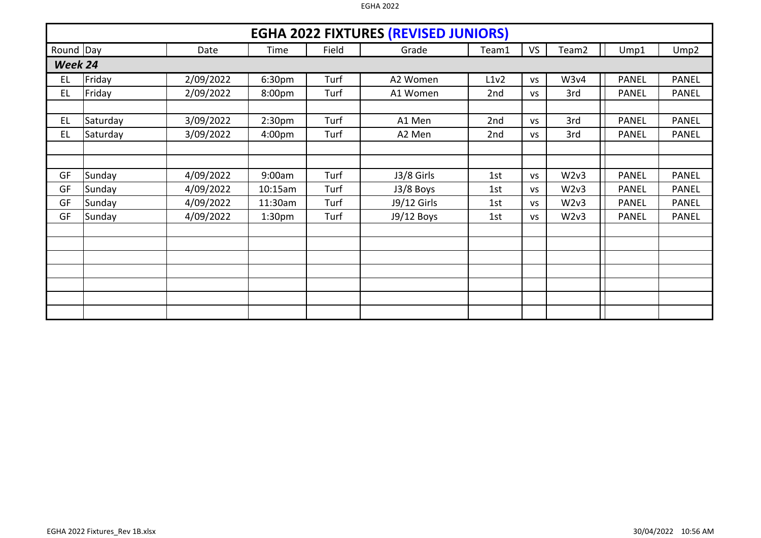## EGHA 2022 FIXTURES (REVISED JUNIORS)

| Round | Day | Date | Time | Field | Grade | Team1 | VS | Team2 | Ump1 | Ump2 |
|---|---|---|---|---|---|---|---|---|---|---|
| ***Week 24*** | | | | | | | | | | |
| EL | Friday | 2/09/2022 | 6:30pm | Turf | A2 Women | L1v2 | vs | W3v4 | PANEL | PANEL |
| EL | Friday | 2/09/2022 | 8:00pm | Turf | A1 Women | 2nd | vs | 3rd | PANEL | PANEL |
| | | | | | | | | | | |
| EL | Saturday | 3/09/2022 | 2:30pm | Turf | A1 Men | 2nd | vs | 3rd | PANEL | PANEL |
| EL | Saturday | 3/09/2022 | 4:00pm | Turf | A2 Men | 2nd | vs | 3rd | PANEL | PANEL |
| | | | | | | | | | | |
| | | | | | | | | | | |
| GF | Sunday | 4/09/2022 | 9:00am | Turf | J3/8 Girls | 1st | vs | W2v3 | PANEL | PANEL |
| GF | Sunday | 4/09/2022 | 10:15am | Turf | J3/8 Boys | 1st | vs | W2v3 | PANEL | PANEL |
| GF | Sunday | 4/09/2022 | 11:30am | Turf | J9/12 Girls | 1st | vs | W2v3 | PANEL | PANEL |
| GF | Sunday | 4/09/2022 | 1:30pm | Turf | J9/12 Boys | 1st | vs | W2v3 | PANEL | PANEL |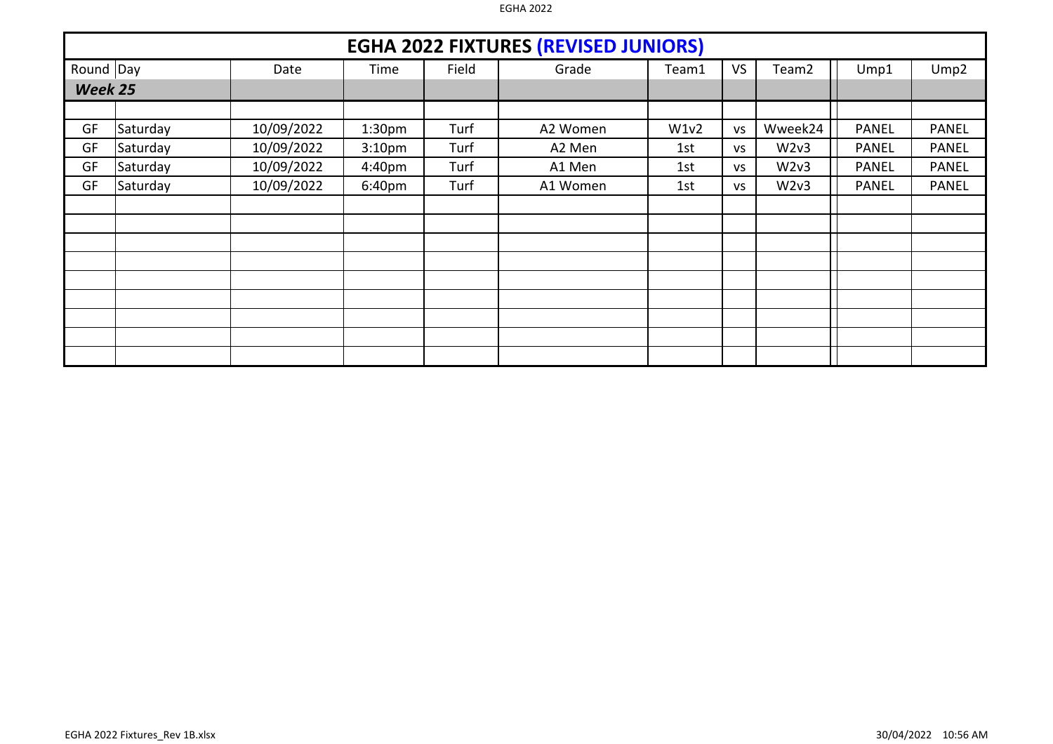# EGHA 2022 FIXTURES (REVISED JUNIORS)

| Round | Day | Date | Time | Field | Grade | Team1 | VS | Team2 | Ump1 | Ump2 |
|---|---|---|---|---|---|---|---|---|---|---|
| ***Week 25*** | | | | | | | | | | |
| | | | | | | | | | | |
| GF | Saturday | 10/09/2022 | 1:30pm | Turf | A2 Women | W1v2 | vs | Wweek24 | PANEL | PANEL |
| GF | Saturday | 10/09/2022 | 3:10pm | Turf | A2 Men | 1st | vs | W2v3 | PANEL | PANEL |
| GF | Saturday | 10/09/2022 | 4:40pm | Turf | A1 Men | 1st | vs | W2v3 | PANEL | PANEL |
| GF | Saturday | 10/09/2022 | 6:40pm | Turf | A1 Women | 1st | vs | W2v3 | PANEL | PANEL |